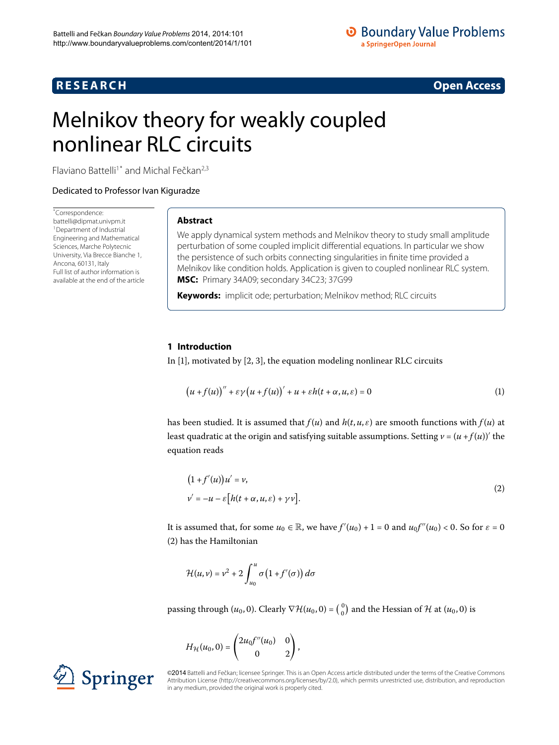**RESEARCH** **Open Access**

# Melnikov theory for weakly coupled nonlinear RLC circuits

Flaviano Battelli[1*] and Michal Fečkan[2,3]

Dedicated to Professor Ivan Kiguradze

*Correspondence: battelli@dipmat.univpm.it
[1]Department of Industrial Engineering and Mathematical Sciences, Marche Polytecnic University, Via Brecce Bianche 1, Ancona, 60131, Italy
Full list of author information is available at the end of the article

## Abstract

We apply dynamical system methods and Melnikov theory to study small amplitude perturbation of some coupled implicit differential equations. In particular we show the persistence of such orbits connecting singularities in finite time provided a Melnikov like condition holds. Application is given to coupled nonlinear RLC system.

**MSC:** Primary 34A09; secondary 34C23; 37G99

**Keywords:** implicit ode; perturbation; Melnikov method; RLC circuits

## 1 Introduction

In [1], motivated by [2, 3], the equation modeling nonlinear RLC circuits

$$\big(u + f(u)\big)'' + \varepsilon\gamma\big(u + f(u)\big)' + u + \varepsilon h(t + \alpha, u, \varepsilon) = 0 \tag{1}$$

has been studied. It is assumed that $f(u)$ and $h(t, u, \varepsilon)$ are smooth functions with $f(u)$ at least quadratic at the origin and satisfying suitable assumptions. Setting $v = (u + f(u))'$ the equation reads

$$\begin{aligned}
&\big(1 + f'(u)\big)u' = v,\\
&v' = -u - \varepsilon\big[h(t + \alpha, u, \varepsilon) + \gamma v\big].
\end{aligned} \tag{2}$$

It is assumed that, for some $u_0 \in \mathbb{R}$, we have $f'(u_0) + 1 = 0$ and $u_0 f''(u_0) < 0$. So for $\varepsilon = 0$ (2) has the Hamiltonian

$$\mathcal{H}(u, v) = v^2 + 2\int_{u_0}^{u} \sigma\big(1 + f'(\sigma)\big)\, d\sigma$$

passing through $(u_0, 0)$. Clearly $\nabla\mathcal{H}(u_0, 0) = \binom{0}{0}$ and the Hessian of $\mathcal{H}$ at $(u_0, 0)$ is

$$H_{\mathcal{H}}(u_0, 0) = \begin{pmatrix} 2u_0 f''(u_0) & 0\\ 0 & 2\end{pmatrix},$$

©2014 Battelli and Fečkan; licensee Springer. This is an Open Access article distributed under the terms of the Creative Commons Attribution License (http://creativecommons.org/licenses/by/2.0), which permits unrestricted use, distribution, and reproduction in any medium, provided the original work is properly cited.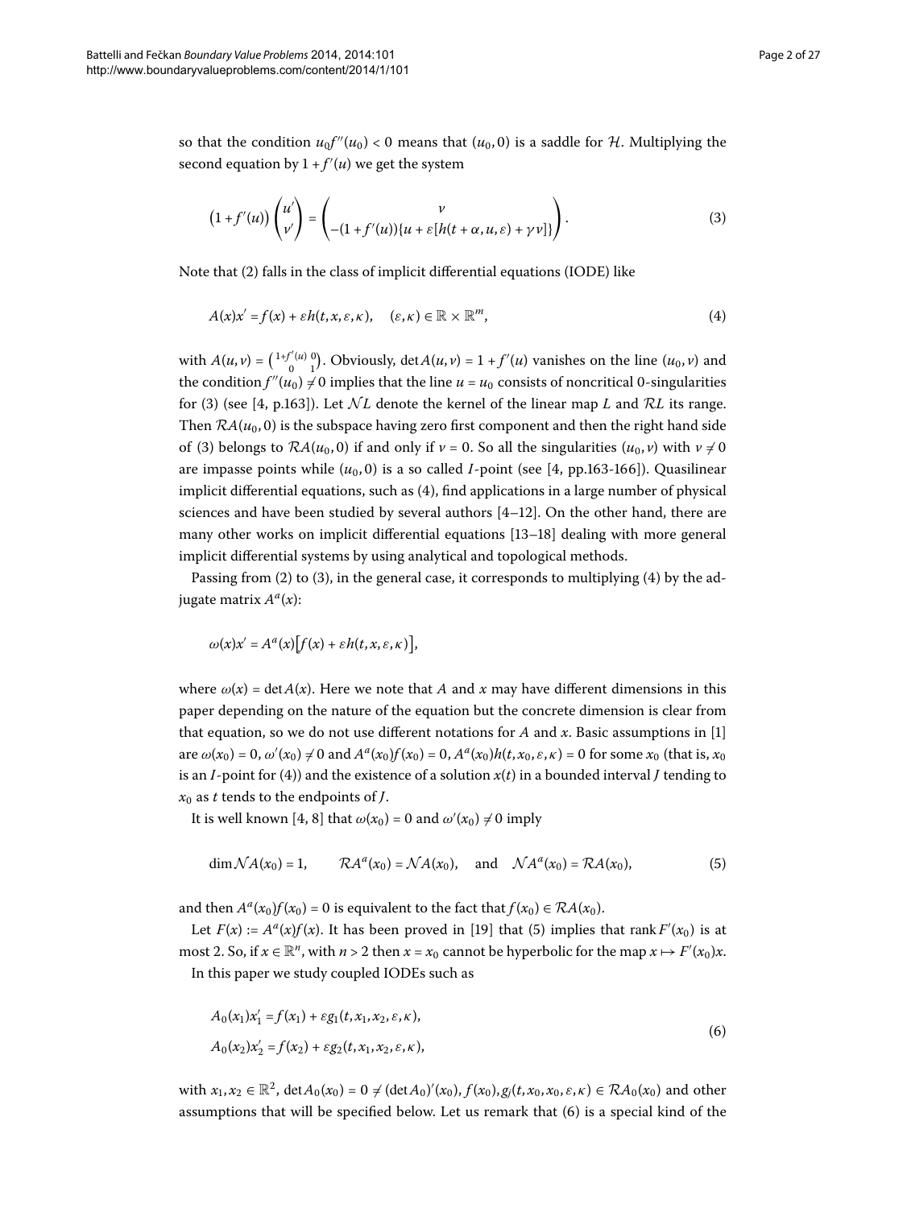so that the condition $u_0 f''(u_0) < 0$ means that $(u_0, 0)$ is a saddle for $\mathcal{H}$. Multiplying the second equation by $1 + f'(u)$ we get the system

$$\left(1+f'(u)\right)\begin{pmatrix} u' \\ v' \end{pmatrix} = \begin{pmatrix} v \\ -(1+f'(u))\{u + \varepsilon[h(t+\alpha, u, \varepsilon) + \gamma v]\} \end{pmatrix}. \tag{3}$$

Note that (2) falls in the class of implicit differential equations (IODE) like

$$A(x)x' = f(x) + \varepsilon h(t, x, \varepsilon, \kappa), \quad (\varepsilon, \kappa) \in \mathbb{R} \times \mathbb{R}^m, \tag{4}$$

with $A(u,v) = \begin{pmatrix} 1+f'(u) & 0 \\ 0 & 1 \end{pmatrix}$. Obviously, $\det A(u,v) = 1 + f'(u)$ vanishes on the line $(u_0, v)$ and the condition $f''(u_0) \neq 0$ implies that the line $u = u_0$ consists of noncritical 0-singularities for (3) (see [4, p.163]). Let $\mathcal{N}L$ denote the kernel of the linear map $L$ and $\mathcal{R}L$ its range. Then $\mathcal{R}A(u_0, 0)$ is the subspace having zero first component and then the right hand side of (3) belongs to $\mathcal{R}A(u_0, 0)$ if and only if $v = 0$. So all the singularities $(u_0, v)$ with $v \neq 0$ are impasse points while $(u_0, 0)$ is a so called $I$-point (see [4, pp.163-166]). Quasilinear implicit differential equations, such as (4), find applications in a large number of physical sciences and have been studied by several authors [4–12]. On the other hand, there are many other works on implicit differential equations [13–18] dealing with more general implicit differential systems by using analytical and topological methods.

Passing from (2) to (3), in the general case, it corresponds to multiplying (4) by the adjugate matrix $A^a(x)$:

$$\omega(x)x' = A^a(x)\left[f(x) + \varepsilon h(t, x, \varepsilon, \kappa)\right],$$

where $\omega(x) = \det A(x)$. Here we note that $A$ and $x$ may have different dimensions in this paper depending on the nature of the equation but the concrete dimension is clear from that equation, so we do not use different notations for $A$ and $x$. Basic assumptions in [1] are $\omega(x_0) = 0$, $\omega'(x_0) \neq 0$ and $A^a(x_0)f(x_0) = 0$, $A^a(x_0)h(t, x_0, \varepsilon, \kappa) = 0$ for some $x_0$ (that is, $x_0$ is an $I$-point for (4)) and the existence of a solution $x(t)$ in a bounded interval $J$ tending to $x_0$ as $t$ tends to the endpoints of $J$.

It is well known [4, 8] that $\omega(x_0) = 0$ and $\omega'(x_0) \neq 0$ imply

$$\dim \mathcal{N}A(x_0) = 1, \qquad \mathcal{R}A^a(x_0) = \mathcal{N}A(x_0), \quad \text{and} \quad \mathcal{N}A^a(x_0) = \mathcal{R}A(x_0), \tag{5}$$

and then $A^a(x_0)f(x_0) = 0$ is equivalent to the fact that $f(x_0) \in \mathcal{R}A(x_0)$.

Let $F(x) := A^a(x)f(x)$. It has been proved in [19] that (5) implies that $\operatorname{rank} F'(x_0)$ is at most 2. So, if $x \in \mathbb{R}^n$, with $n > 2$ then $x = x_0$ cannot be hyperbolic for the map $x \mapsto F'(x_0)x$.

In this paper we study coupled IODEs such as

$$\begin{aligned} A_0(x_1)x_1' &= f(x_1) + \varepsilon g_1(t, x_1, x_2, \varepsilon, \kappa), \\ A_0(x_2)x_2' &= f(x_2) + \varepsilon g_2(t, x_1, x_2, \varepsilon, \kappa), \end{aligned} \tag{6}$$

with $x_1, x_2 \in \mathbb{R}^2$, $\det A_0(x_0) = 0 \neq (\det A_0)'(x_0)$, $f(x_0), g_j(t, x_0, x_0, \varepsilon, \kappa) \in \mathcal{R}A_0(x_0)$ and other assumptions that will be specified below. Let us remark that (6) is a special kind of the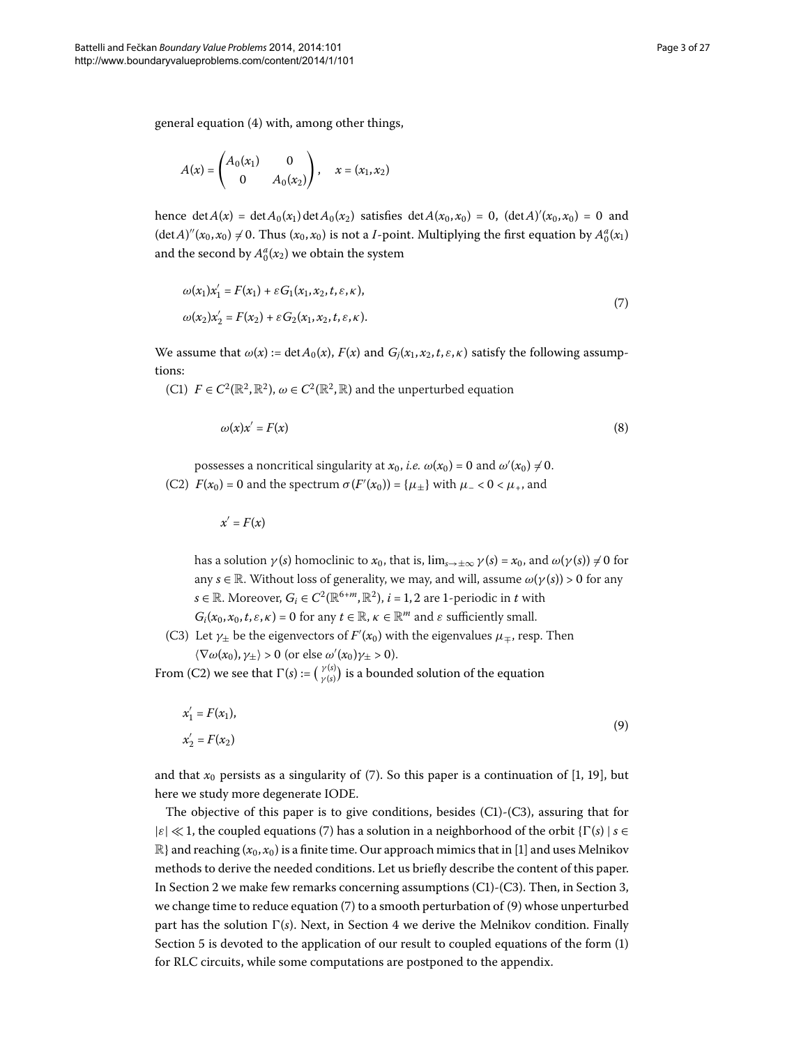general equation (4) with, among other things,

$$A(x) = \begin{pmatrix} A_0(x_1) & 0 \\ 0 & A_0(x_2) \end{pmatrix}, \quad x = (x_1, x_2)$$

hence $\det A(x) = \det A_0(x_1) \det A_0(x_2)$ satisfies $\det A(x_0, x_0) = 0$, $(\det A)'(x_0, x_0) = 0$ and $(\det A)''(x_0, x_0) \neq 0$. Thus $(x_0, x_0)$ is not a $I$-point. Multiplying the first equation by $A_0^a(x_1)$ and the second by $A_0^a(x_2)$ we obtain the system

$$\begin{aligned} \omega(x_1)x_1' &= F(x_1) + \varepsilon G_1(x_1, x_2, t, \varepsilon, \kappa), \\ \omega(x_2)x_2' &= F(x_2) + \varepsilon G_2(x_1, x_2, t, \varepsilon, \kappa). \end{aligned} \tag{7}$$

We assume that $\omega(x) := \det A_0(x)$, $F(x)$ and $G_j(x_1, x_2, t, \varepsilon, \kappa)$ satisfy the following assumptions:

(C1) $F \in C^2(\mathbb{R}^2, \mathbb{R}^2)$, $\omega \in C^2(\mathbb{R}^2, \mathbb{R})$ and the unperturbed equation

$$\omega(x)x' = F(x) \tag{8}$$

possesses a noncritical singularity at $x_0$, *i.e.* $\omega(x_0) = 0$ and $\omega'(x_0) \neq 0$.

(C2) $F(x_0) = 0$ and the spectrum $\sigma(F'(x_0)) = \{\mu_\pm\}$ with $\mu_- < 0 < \mu_+$, and

$$x' = F(x)$$

has a solution $\gamma(s)$ homoclinic to $x_0$, that is, $\lim_{s\to\pm\infty} \gamma(s) = x_0$, and $\omega(\gamma(s)) \neq 0$ for any $s \in \mathbb{R}$. Without loss of generality, we may, and will, assume $\omega(\gamma(s)) > 0$ for any $s \in \mathbb{R}$. Moreover, $G_i \in C^2(\mathbb{R}^{6+m}, \mathbb{R}^2)$, $i = 1, 2$ are 1-periodic in $t$ with $G_i(x_0, x_0, t, \varepsilon, \kappa) = 0$ for any $t \in \mathbb{R}$, $\kappa \in \mathbb{R}^m$ and $\varepsilon$ sufficiently small.

(C3) Let $\gamma_\pm$ be the eigenvectors of $F'(x_0)$ with the eigenvalues $\mu_\mp$, resp. Then $\langle \nabla\omega(x_0), \gamma_\pm \rangle > 0$ (or else $\omega'(x_0)\gamma_\pm > 0$).

From (C2) we see that $\Gamma(s) := \binom{\gamma(s)}{\gamma(s)}$ is a bounded solution of the equation

$$\begin{aligned} x_1' &= F(x_1), \\ x_2' &= F(x_2) \end{aligned} \tag{9}$$

and that $x_0$ persists as a singularity of (7). So this paper is a continuation of [1, 19], but here we study more degenerate IODE.

The objective of this paper is to give conditions, besides (C1)-(C3), assuring that for $|\varepsilon| \ll 1$, the coupled equations (7) has a solution in a neighborhood of the orbit $\{\Gamma(s) \mid s \in \mathbb{R}\}$ and reaching $(x_0, x_0)$ is a finite time. Our approach mimics that in [1] and uses Melnikov methods to derive the needed conditions. Let us briefly describe the content of this paper. In Section 2 we make few remarks concerning assumptions (C1)-(C3). Then, in Section 3, we change time to reduce equation (7) to a smooth perturbation of (9) whose unperturbed part has the solution $\Gamma(s)$. Next, in Section 4 we derive the Melnikov condition. Finally Section 5 is devoted to the application of our result to coupled equations of the form (1) for RLC circuits, while some computations are postponed to the appendix.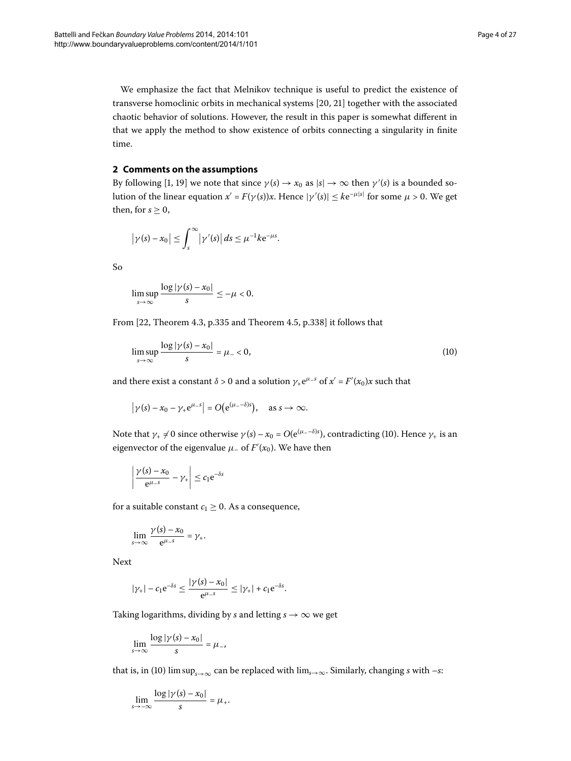We emphasize the fact that Melnikov technique is useful to predict the existence of transverse homoclinic orbits in mechanical systems [20, 21] together with the associated chaotic behavior of solutions. However, the result in this paper is somewhat different in that we apply the method to show existence of orbits connecting a singularity in finite time.

## 2 Comments on the assumptions

By following [1, 19] we note that since $\gamma(s) \to x_0$ as $|s| \to \infty$ then $\gamma'(s)$ is a bounded solution of the linear equation $x' = F(\gamma(s))x$. Hence $|\gamma'(s)| \le k\mathrm{e}^{-\mu|s|}$ for some $\mu > 0$. We get then, for $s \ge 0$,

$$\left|\gamma(s) - x_0\right| \le \int_s^\infty \left|\gamma'(s)\right| ds \le \mu^{-1}k\mathrm{e}^{-\mu s}.$$

So

$$\limsup_{s\to\infty} \frac{\log|\gamma(s) - x_0|}{s} \le -\mu < 0.$$

From [22, Theorem 4.3, p.335 and Theorem 4.5, p.338] it follows that

$$\limsup_{s\to\infty} \frac{\log|\gamma(s) - x_0|}{s} = \mu_- < 0, \tag{10}$$

and there exist a constant $\delta > 0$ and a solution $\gamma_+\mathrm{e}^{\mu_- s}$ of $x' = F'(x_0)x$ such that

$$\left|\gamma(s) - x_0 - \gamma_+\mathrm{e}^{\mu_- s}\right| = O\bigl(\mathrm{e}^{(\mu_- - \delta)s}\bigr), \quad \text{as } s \to \infty.$$

Note that $\gamma_+ \ne 0$ since otherwise $\gamma(s) - x_0 = O(\mathrm{e}^{(\mu_- - \delta)s})$, contradicting (10). Hence $\gamma_+$ is an eigenvector of the eigenvalue $\mu_-$ of $F'(x_0)$. We have then

$$\left|\frac{\gamma(s) - x_0}{\mathrm{e}^{\mu_- s}} - \gamma_+\right| \le c_1\mathrm{e}^{-\delta s}$$

for a suitable constant $c_1 \ge 0$. As a consequence,

$$\lim_{s\to\infty} \frac{\gamma(s) - x_0}{\mathrm{e}^{\mu_- s}} = \gamma_+.$$

Next

$$|\gamma_+| - c_1\mathrm{e}^{-\delta s} \le \frac{|\gamma(s) - x_0|}{\mathrm{e}^{\mu_- s}} \le |\gamma_+| + c_1\mathrm{e}^{-\delta s}.$$

Taking logarithms, dividing by $s$ and letting $s \to \infty$ we get

$$\lim_{s\to\infty} \frac{\log|\gamma(s) - x_0|}{s} = \mu_-,$$

that is, in (10) $\limsup_{s\to\infty}$ can be replaced with $\lim_{s\to\infty}$. Similarly, changing $s$ with $-s$:

$$\lim_{s\to-\infty} \frac{\log|\gamma(s) - x_0|}{s} = \mu_+.$$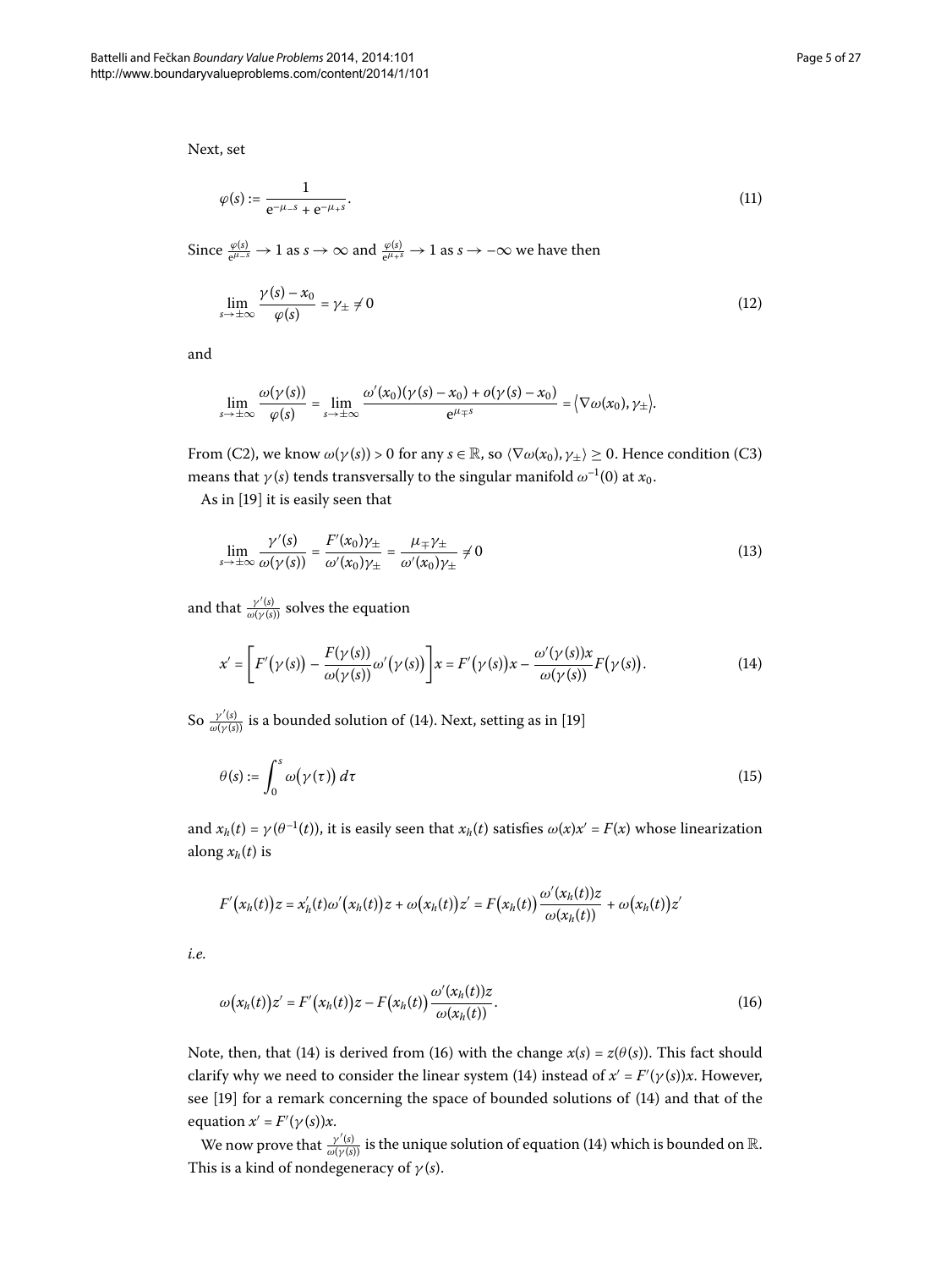Next, set

$$\varphi(s) := \frac{1}{e^{-\mu_- s} + e^{-\mu_+ s}}. \tag{11}$$

Since $\frac{\varphi(s)}{e^{\mu_- s}} \to 1$ as $s \to \infty$ and $\frac{\varphi(s)}{e^{\mu_+ s}} \to 1$ as $s \to -\infty$ we have then

$$\lim_{s\to\pm\infty} \frac{\gamma(s) - x_0}{\varphi(s)} = \gamma_\pm \neq 0 \tag{12}$$

and

$$\lim_{s\to\pm\infty} \frac{\omega(\gamma(s))}{\varphi(s)} = \lim_{s\to\pm\infty} \frac{\omega'(x_0)(\gamma(s) - x_0) + o(\gamma(s) - x_0)}{e^{\mu_\mp s}} = \langle \nabla\omega(x_0), \gamma_\pm \rangle.$$

From (C2), we know $\omega(\gamma(s)) > 0$ for any $s \in \mathbb{R}$, so $\langle \nabla\omega(x_0), \gamma_\pm \rangle \geq 0$. Hence condition (C3) means that $\gamma(s)$ tends transversally to the singular manifold $\omega^{-1}(0)$ at $x_0$.

As in [19] it is easily seen that

$$\lim_{s\to\pm\infty} \frac{\gamma'(s)}{\omega(\gamma(s))} = \frac{F'(x_0)\gamma_\pm}{\omega'(x_0)\gamma_\pm} = \frac{\mu_\mp \gamma_\pm}{\omega'(x_0)\gamma_\pm} \neq 0 \tag{13}$$

and that $\frac{\gamma'(s)}{\omega(\gamma(s))}$ solves the equation

$$x' = \left[ F'\big(\gamma(s)\big) - \frac{F(\gamma(s))}{\omega(\gamma(s))}\omega'\big(\gamma(s)\big) \right] x = F'\big(\gamma(s)\big)x - \frac{\omega'(\gamma(s))x}{\omega(\gamma(s))} F\big(\gamma(s)\big). \tag{14}$$

So $\frac{\gamma'(s)}{\omega(\gamma(s))}$ is a bounded solution of (14). Next, setting as in [19]

$$\theta(s) := \int_0^s \omega\big(\gamma(\tau)\big)\, d\tau \tag{15}$$

and $x_h(t) = \gamma(\theta^{-1}(t))$, it is easily seen that $x_h(t)$ satisfies $\omega(x)x' = F(x)$ whose linearization along $x_h(t)$ is

$$F'\big(x_h(t)\big)z = x_h'(t)\omega'\big(x_h(t)\big)z + \omega\big(x_h(t)\big)z' = F\big(x_h(t)\big)\frac{\omega'(x_h(t))z}{\omega(x_h(t))} + \omega\big(x_h(t)\big)z'$$

*i.e.*

$$\omega\big(x_h(t)\big)z' = F'\big(x_h(t)\big)z - F\big(x_h(t)\big)\frac{\omega'(x_h(t))z}{\omega(x_h(t))}. \tag{16}$$

Note, then, that (14) is derived from (16) with the change $x(s) = z(\theta(s))$. This fact should clarify why we need to consider the linear system (14) instead of $x' = F'(\gamma(s))x$. However, see [19] for a remark concerning the space of bounded solutions of (14) and that of the equation $x' = F'(\gamma(s))x$.

We now prove that $\frac{\gamma'(s)}{\omega(\gamma(s))}$ is the unique solution of equation (14) which is bounded on $\mathbb{R}$. This is a kind of nondegeneracy of $\gamma(s)$.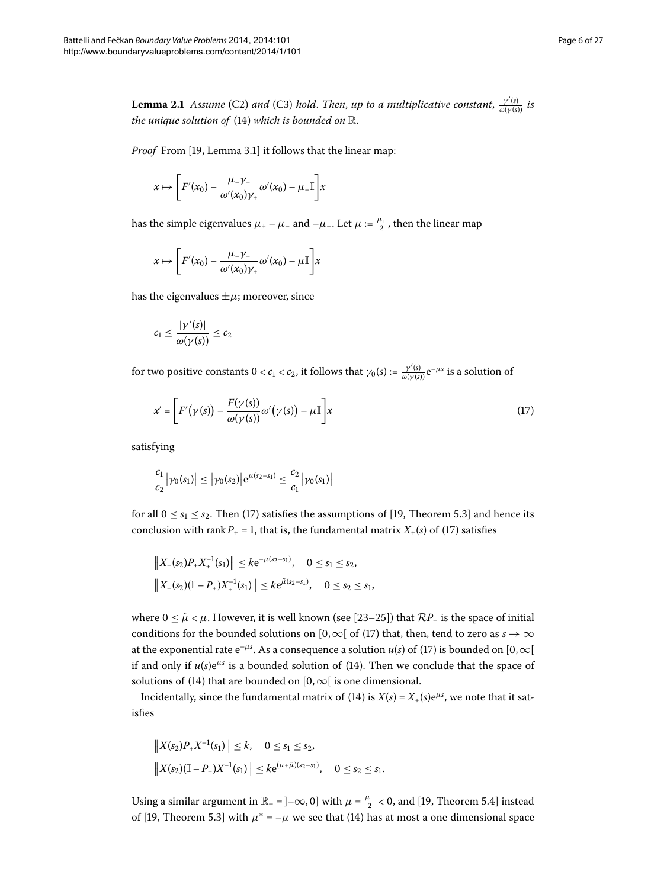**Lemma 2.1** *Assume* (C2) *and* (C3) *hold. Then, up to a multiplicative constant,* $\frac{\gamma'(s)}{\omega(\gamma(s))}$ *is the unique solution of* (14) *which is bounded on* $\mathbb{R}$.

*Proof* From [19, Lemma 3.1] it follows that the linear map:

$$x \mapsto \left[F'(x_0) - \frac{\mu_- \gamma_+}{\omega'(x_0)\gamma_+}\omega'(x_0) - \mu_- \mathbb{I}\right]x$$

has the simple eigenvalues $\mu_+ - \mu_-$ and $-\mu_-$. Let $\mu := \frac{\mu_+}{2}$, then the linear map

$$x \mapsto \left[F'(x_0) - \frac{\mu_- \gamma_+}{\omega'(x_0)\gamma_+}\omega'(x_0) - \mu \mathbb{I}\right]x$$

has the eigenvalues $\pm\mu$; moreover, since

$$c_1 \le \frac{|\gamma'(s)|}{\omega(\gamma(s))} \le c_2$$

for two positive constants $0 < c_1 < c_2$, it follows that $\gamma_0(s) := \frac{\gamma'(s)}{\omega(\gamma(s))}\mathrm{e}^{-\mu s}$ is a solution of

$$x' = \left[F'\bigl(\gamma(s)\bigr) - \frac{F(\gamma(s))}{\omega(\gamma(s))}\omega'\bigl(\gamma(s)\bigr) - \mu \mathbb{I}\right]x \tag{17}$$

satisfying

$$\frac{c_1}{c_2}\bigl|\gamma_0(s_1)\bigr| \le \bigl|\gamma_0(s_2)\bigr|\mathrm{e}^{\mu(s_2 - s_1)} \le \frac{c_2}{c_1}\bigl|\gamma_0(s_1)\bigr|$$

for all $0 \le s_1 \le s_2$. Then (17) satisfies the assumptions of [19, Theorem 5.3] and hence its conclusion with $\operatorname{rank} P_+ = 1$, that is, the fundamental matrix $X_+(s)$ of (17) satisfies

$$\begin{aligned}
&\bigl\|X_+(s_2)P_+X_+^{-1}(s_1)\bigr\| \le k\mathrm{e}^{-\mu(s_2-s_1)}, \quad 0 \le s_1 \le s_2,\\
&\bigl\|X_+(s_2)(\mathbb{I} - P_+)X_+^{-1}(s_1)\bigr\| \le k\mathrm{e}^{\tilde{\mu}(s_2-s_1)}, \quad 0 \le s_2 \le s_1,
\end{aligned}$$

where $0 \le \tilde{\mu} < \mu$. However, it is well known (see [23–25]) that $\mathcal{R}P_+$ is the space of initial conditions for the bounded solutions on $[0,\infty[$ of (17) that, then, tend to zero as $s \to \infty$ at the exponential rate $\mathrm{e}^{-\mu s}$. As a consequence a solution $u(s)$ of (17) is bounded on $[0,\infty[$ if and only if $u(s)\mathrm{e}^{\mu s}$ is a bounded solution of (14). Then we conclude that the space of solutions of (14) that are bounded on $[0,\infty[$ is one dimensional.

Incidentally, since the fundamental matrix of (14) is $X(s) = X_+(s)\mathrm{e}^{\mu s}$, we note that it satisfies

$$\begin{aligned}
&\bigl\|X(s_2)P_+X^{-1}(s_1)\bigr\| \le k, \quad 0 \le s_1 \le s_2,\\
&\bigl\|X(s_2)(\mathbb{I} - P_+)X^{-1}(s_1)\bigr\| \le k\mathrm{e}^{(\mu+\tilde{\mu})(s_2-s_1)}, \quad 0 \le s_2 \le s_1.
\end{aligned}$$

Using a similar argument in $\mathbb{R}_- = ]-\infty, 0]$ with $\mu = \frac{\mu_-}{2} < 0$, and [19, Theorem 5.4] instead of [19, Theorem 5.3] with $\mu^* = -\mu$ we see that (14) has at most a one dimensional space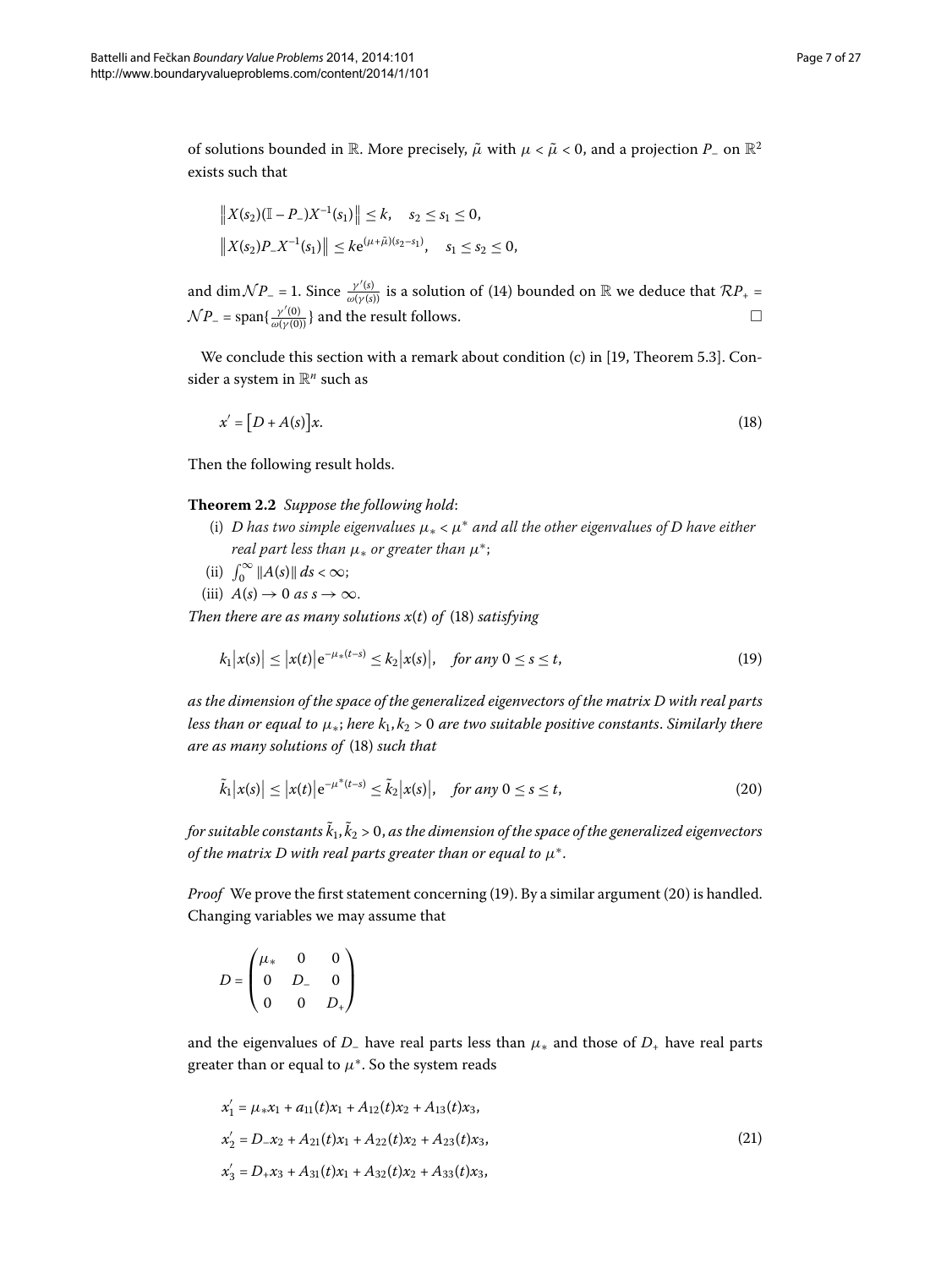of solutions bounded in $\mathbb{R}$. More precisely, $\tilde{\mu}$ with $\mu < \tilde{\mu} < 0$, and a projection $P_-$ on $\mathbb{R}^2$ exists such that

$$\left\| X(s_2)(\mathbb{I} - P_-)X^{-1}(s_1)\right\| \le k, \quad s_2 \le s_1 \le 0,$$
$$\left\| X(s_2)P_-X^{-1}(s_1)\right\| \le k\mathrm{e}^{(\mu+\tilde{\mu})(s_2-s_1)}, \quad s_1 \le s_2 \le 0,$$

and $\dim \mathcal{N}P_- = 1$. Since $\frac{\gamma'(s)}{\omega(\gamma(s))}$ is a solution of (14) bounded on $\mathbb{R}$ we deduce that $\mathcal{R}P_+ = \mathcal{N}P_- = \operatorname{span}\{\frac{\gamma'(0)}{\omega(\gamma(0))}\}$ and the result follows. □

We conclude this section with a remark about condition (c) in [19, Theorem 5.3]. Consider a system in $\mathbb{R}^n$ such as

$$x' = \left[D + A(s)\right]x. \tag{18}$$

Then the following result holds.

**Theorem 2.2** *Suppose the following hold*:

- (i) *$D$ has two simple eigenvalues $\mu_* < \mu^*$ and all the other eigenvalues of $D$ have either real part less than $\mu_*$ or greater than $\mu^*$*;
- (ii) $\int_0^\infty \|A(s)\|\, ds < \infty$;
- (iii) *$A(s) \to 0$ as $s \to \infty$.*

*Then there are as many solutions $x(t)$ of* (18) *satisfying*

$$k_1\left|x(s)\right| \le \left|x(t)\right|\mathrm{e}^{-\mu_*(t-s)} \le k_2\left|x(s)\right|, \quad \textit{for any } 0 \le s \le t, \tag{19}$$

*as the dimension of the space of the generalized eigenvectors of the matrix $D$ with real parts less than or equal to $\mu_*$; here $k_1, k_2 > 0$ are two suitable positive constants. Similarly there are as many solutions of* (18) *such that*

$$\tilde{k}_1\left|x(s)\right| \le \left|x(t)\right|\mathrm{e}^{-\mu^*(t-s)} \le \tilde{k}_2\left|x(s)\right|, \quad \textit{for any } 0 \le s \le t, \tag{20}$$

*for suitable constants $\tilde{k}_1, \tilde{k}_2 > 0$, as the dimension of the space of the generalized eigenvectors of the matrix $D$ with real parts greater than or equal to $\mu^*$.*

*Proof* We prove the first statement concerning (19). By a similar argument (20) is handled. Changing variables we may assume that

$$D = \begin{pmatrix} \mu_* & 0 & 0 \\ 0 & D_- & 0 \\ 0 & 0 & D_+ \end{pmatrix}$$

and the eigenvalues of $D_-$ have real parts less than $\mu_*$ and those of $D_+$ have real parts greater than or equal to $\mu^*$. So the system reads

$$\begin{aligned} x_1' &= \mu_* x_1 + a_{11}(t)x_1 + A_{12}(t)x_2 + A_{13}(t)x_3, \\ x_2' &= D_- x_2 + A_{21}(t)x_1 + A_{22}(t)x_2 + A_{23}(t)x_3, \\ x_3' &= D_+ x_3 + A_{31}(t)x_1 + A_{32}(t)x_2 + A_{33}(t)x_3, \end{aligned} \tag{21}$$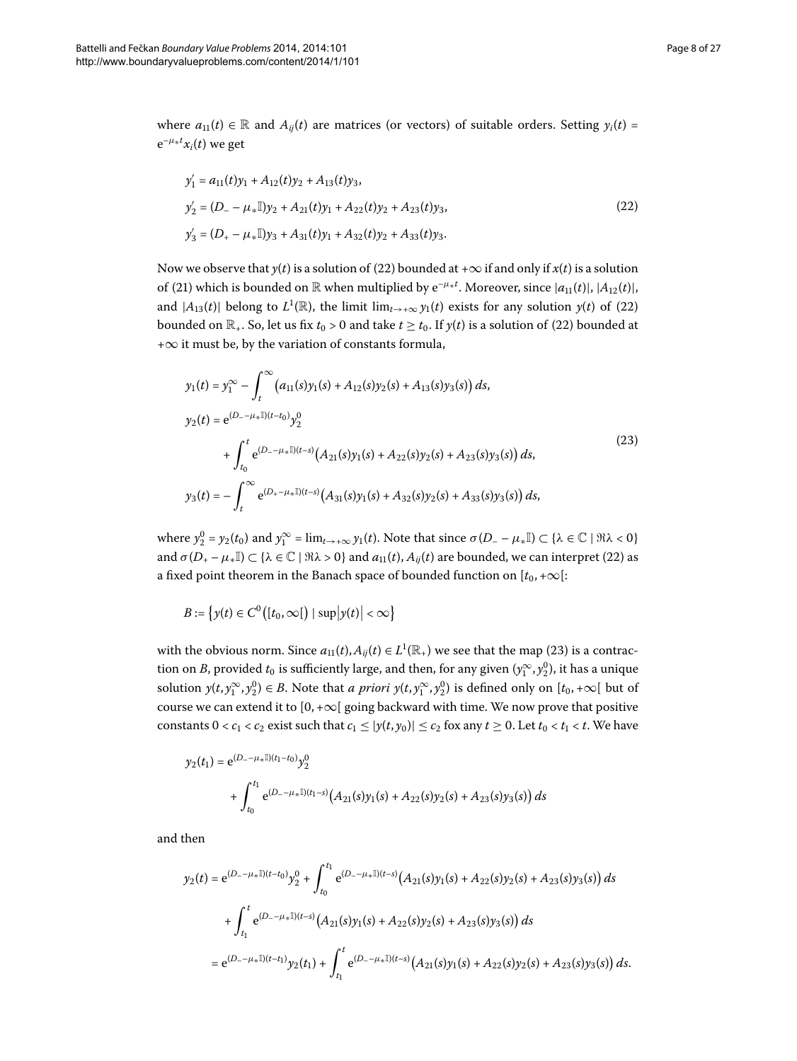where $a_{11}(t) \in \mathbb{R}$ and $A_{ij}(t)$ are matrices (or vectors) of suitable orders. Setting $y_i(t) = \mathrm{e}^{-\mu_* t} x_i(t)$ we get

$$
\begin{aligned}
y_1' &= a_{11}(t)y_1 + A_{12}(t)y_2 + A_{13}(t)y_3, \\
y_2' &= (D_- - \mu_* \mathbb{I})y_2 + A_{21}(t)y_1 + A_{22}(t)y_2 + A_{23}(t)y_3, \\
y_3' &= (D_+ - \mu_* \mathbb{I})y_3 + A_{31}(t)y_1 + A_{32}(t)y_2 + A_{33}(t)y_3.
\end{aligned}
\tag{22}
$$

Now we observe that $y(t)$ is a solution of (22) bounded at $+\infty$ if and only if $x(t)$ is a solution of (21) which is bounded on $\mathbb{R}$ when multiplied by $\mathrm{e}^{-\mu_* t}$. Moreover, since $|a_{11}(t)|$, $|A_{12}(t)|$, and $|A_{13}(t)|$ belong to $L^1(\mathbb{R})$, the limit $\lim_{t\to+\infty} y_1(t)$ exists for any solution $y(t)$ of (22) bounded on $\mathbb{R}_+$. So, let us fix $t_0 > 0$ and take $t \geq t_0$. If $y(t)$ is a solution of (22) bounded at $+\infty$ it must be, by the variation of constants formula,

$$
\begin{aligned}
y_1(t) &= y_1^\infty - \int_t^\infty \big(a_{11}(s)y_1(s) + A_{12}(s)y_2(s) + A_{13}(s)y_3(s)\big)\,ds, \\
y_2(t) &= \mathrm{e}^{(D_- - \mu_* \mathbb{I})(t-t_0)} y_2^0 \\
&\quad + \int_{t_0}^t \mathrm{e}^{(D_- - \mu_* \mathbb{I})(t-s)} \big(A_{21}(s)y_1(s) + A_{22}(s)y_2(s) + A_{23}(s)y_3(s)\big)\,ds, \\
y_3(t) &= -\int_t^\infty \mathrm{e}^{(D_+ - \mu_* \mathbb{I})(t-s)} \big(A_{31}(s)y_1(s) + A_{32}(s)y_2(s) + A_{33}(s)y_3(s)\big)\,ds,
\end{aligned}
\tag{23}
$$

where $y_2^0 = y_2(t_0)$ and $y_1^\infty = \lim_{t\to+\infty} y_1(t)$. Note that since $\sigma(D_- - \mu_* \mathbb{I}) \subset \{\lambda \in \mathbb{C} \mid \Re\lambda < 0\}$ and $\sigma(D_+ - \mu_* \mathbb{I}) \subset \{\lambda \in \mathbb{C} \mid \Re\lambda > 0\}$ and $a_{11}(t)$, $A_{ij}(t)$ are bounded, we can interpret (22) as a fixed point theorem in the Banach space of bounded function on $[t_0, +\infty[$:

$$
B := \big\{ y(t) \in C^0\big([t_0, \infty[\big) \mid \sup\big|y(t)\big| < \infty \big\}
$$

with the obvious norm. Since $a_{11}(t), A_{ij}(t) \in L^1(\mathbb{R}_+)$ we see that the map (23) is a contraction on $B$, provided $t_0$ is sufficiently large, and then, for any given $(y_1^\infty, y_2^0)$, it has a unique solution $y(t, y_1^\infty, y_2^0) \in B$. Note that *a priori* $y(t, y_1^\infty, y_2^0)$ is defined only on $[t_0, +\infty[$ but of course we can extend it to $[0, +\infty[$ going backward with time. We now prove that positive constants $0 < c_1 < c_2$ exist such that $c_1 \leq |y(t, y_0)| \leq c_2$ fox any $t \geq 0$. Let $t_0 < t_1 < t$. We have

$$
\begin{aligned}
y_2(t_1) &= \mathrm{e}^{(D_- - \mu_* \mathbb{I})(t_1-t_0)} y_2^0 \\
&\quad + \int_{t_0}^{t_1} \mathrm{e}^{(D_- - \mu_* \mathbb{I})(t_1-s)} \big(A_{21}(s)y_1(s) + A_{22}(s)y_2(s) + A_{23}(s)y_3(s)\big)\,ds
\end{aligned}
$$

and then

$$
\begin{aligned}
y_2(t) &= \mathrm{e}^{(D_- - \mu_* \mathbb{I})(t-t_0)} y_2^0 + \int_{t_0}^{t_1} \mathrm{e}^{(D_- - \mu_* \mathbb{I})(t-s)} \big(A_{21}(s)y_1(s) + A_{22}(s)y_2(s) + A_{23}(s)y_3(s)\big)\,ds \\
&\quad + \int_{t_1}^{t} \mathrm{e}^{(D_- - \mu_* \mathbb{I})(t-s)} \big(A_{21}(s)y_1(s) + A_{22}(s)y_2(s) + A_{23}(s)y_3(s)\big)\,ds \\
&= \mathrm{e}^{(D_- - \mu_* \mathbb{I})(t-t_1)} y_2(t_1) + \int_{t_1}^{t} \mathrm{e}^{(D_- - \mu_* \mathbb{I})(t-s)} \big(A_{21}(s)y_1(s) + A_{22}(s)y_2(s) + A_{23}(s)y_3(s)\big)\,ds.
\end{aligned}
$$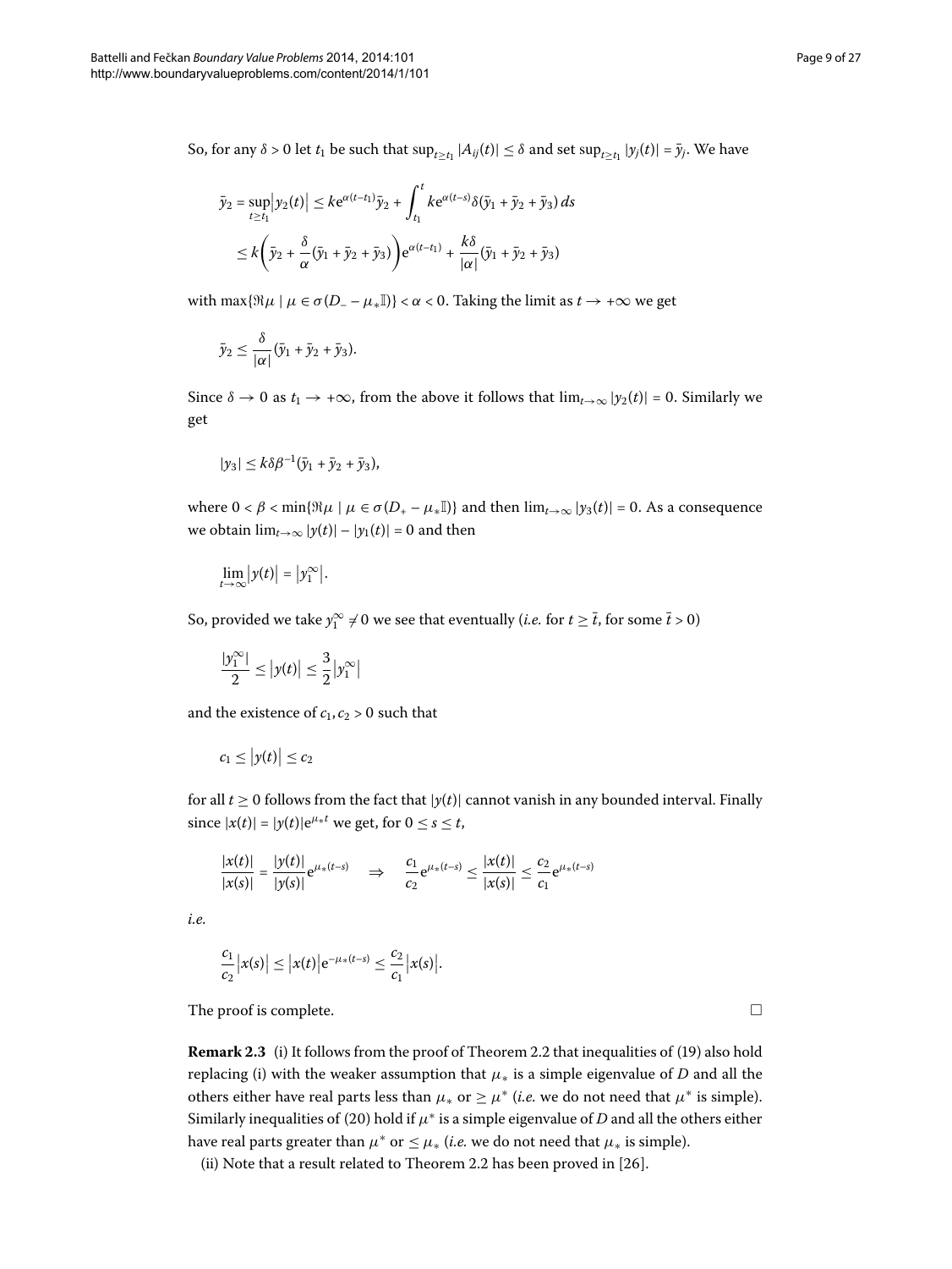So, for any $\delta > 0$ let $t_1$ be such that $\sup_{t\geq t_1} |A_{ij}(t)| \leq \delta$ and set $\sup_{t\geq t_1} |y_j(t)| = \bar{y}_j$. We have

$$\begin{aligned}
\bar{y}_2 = \sup_{t\geq t_1}\big|y_2(t)\big| &\leq k\mathrm{e}^{\alpha(t-t_1)}\bar{y}_2 + \int_{t_1}^{t} k\mathrm{e}^{\alpha(t-s)}\delta(\bar{y}_1+\bar{y}_2+\bar{y}_3)\,ds \\
&\leq k\left(\bar{y}_2 + \frac{\delta}{\alpha}(\bar{y}_1+\bar{y}_2+\bar{y}_3)\right)\mathrm{e}^{\alpha(t-t_1)} + \frac{k\delta}{|\alpha|}(\bar{y}_1+\bar{y}_2+\bar{y}_3)
\end{aligned}$$

with $\max\{\Re\mu \mid \mu \in \sigma(D_- - \mu_*\mathbb{I})\} < \alpha < 0$. Taking the limit as $t \to +\infty$ we get

$$\bar{y}_2 \leq \frac{\delta}{|\alpha|}(\bar{y}_1+\bar{y}_2+\bar{y}_3).$$

Since $\delta \to 0$ as $t_1 \to +\infty$, from the above it follows that $\lim_{t\to\infty} |y_2(t)| = 0$. Similarly we get

$$|y_3| \leq k\delta\beta^{-1}(\bar{y}_1+\bar{y}_2+\bar{y}_3),$$

where $0 < \beta < \min\{\Re\mu \mid \mu \in \sigma(D_+ - \mu_*\mathbb{I})\}$ and then $\lim_{t\to\infty} |y_3(t)| = 0$. As a consequence we obtain $\lim_{t\to\infty} |y(t)| - |y_1(t)| = 0$ and then

$$\lim_{t\to\infty}\big|y(t)\big| = \big|y_1^\infty\big|.$$

So, provided we take $y_1^\infty \neq 0$ we see that eventually (*i.e.* for $t \geq \bar{t}$, for some $\bar{t} > 0$)

$$\frac{|y_1^\infty|}{2} \leq \big|y(t)\big| \leq \frac{3}{2}\big|y_1^\infty\big|$$

and the existence of $c_1, c_2 > 0$ such that

$$c_1 \leq \big|y(t)\big| \leq c_2$$

for all $t \geq 0$ follows from the fact that $|y(t)|$ cannot vanish in any bounded interval. Finally since $|x(t)| = |y(t)|\mathrm{e}^{\mu_* t}$ we get, for $0 \leq s \leq t$,

$$\frac{|x(t)|}{|x(s)|} = \frac{|y(t)|}{|y(s)|}\mathrm{e}^{\mu_*(t-s)} \quad \Rightarrow \quad \frac{c_1}{c_2}\mathrm{e}^{\mu_*(t-s)} \leq \frac{|x(t)|}{|x(s)|} \leq \frac{c_2}{c_1}\mathrm{e}^{\mu_*(t-s)}$$

*i.e.*

$$\frac{c_1}{c_2}\big|x(s)\big| \leq \big|x(t)\big|\mathrm{e}^{-\mu_*(t-s)} \leq \frac{c_2}{c_1}\big|x(s)\big|.$$

The proof is complete. □

**Remark 2.3** (i) It follows from the proof of Theorem 2.2 that inequalities of (19) also hold replacing (i) with the weaker assumption that $\mu_*$ is a simple eigenvalue of $D$ and all the others either have real parts less than $\mu_*$ or $\geq \mu^*$ (*i.e.* we do not need that $\mu^*$ is simple). Similarly inequalities of (20) hold if $\mu^*$ is a simple eigenvalue of $D$ and all the others either have real parts greater than $\mu^*$ or $\leq \mu_*$ (*i.e.* we do not need that $\mu_*$ is simple).

(ii) Note that a result related to Theorem 2.2 has been proved in [26].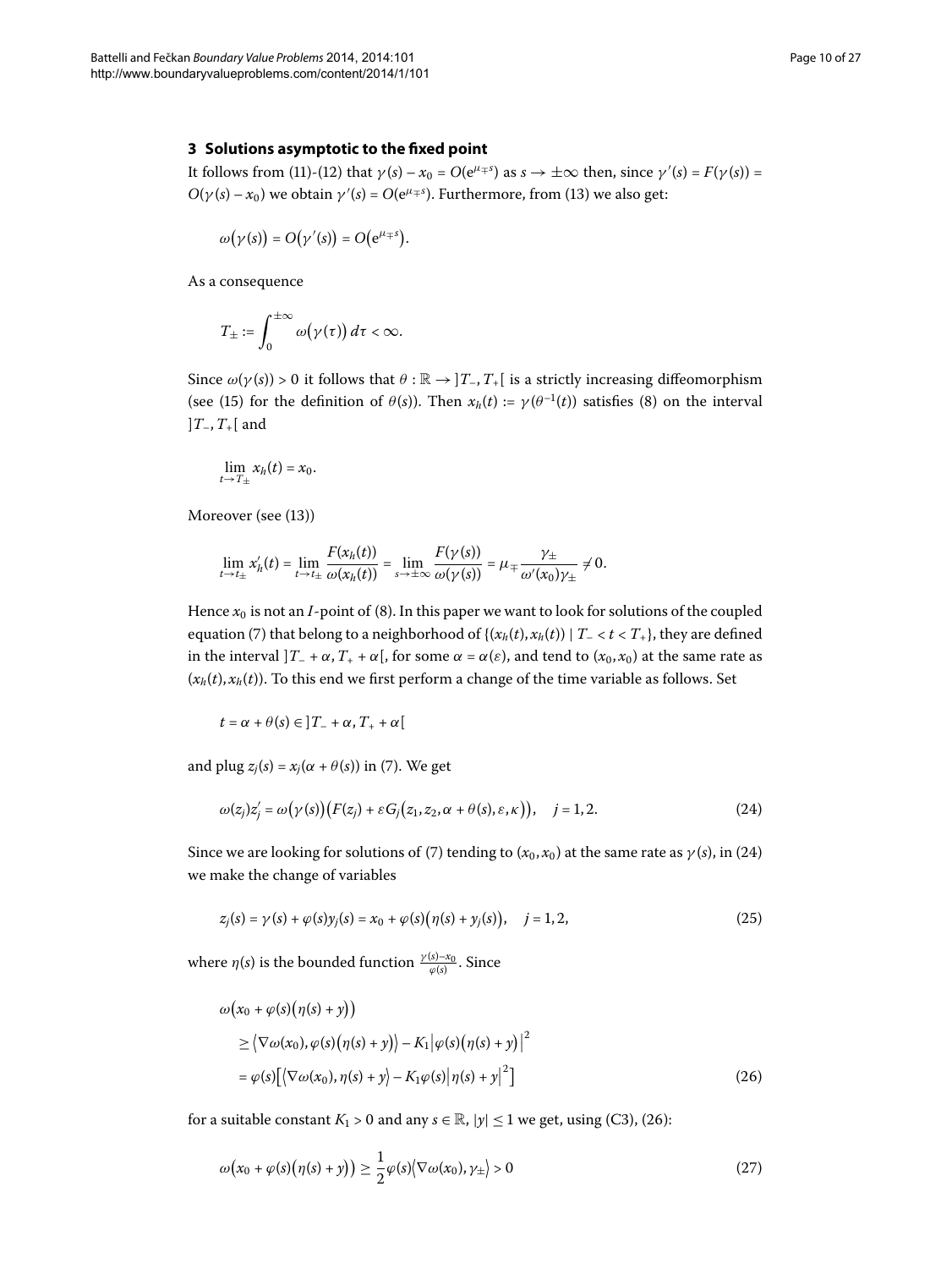## 3 Solutions asymptotic to the fixed point

It follows from (11)-(12) that $\gamma(s) - x_0 = O(e^{\mu_\mp s})$ as $s \to \pm\infty$ then, since $\gamma'(s) = F(\gamma(s)) = O(\gamma(s) - x_0)$ we obtain $\gamma'(s) = O(e^{\mu_\mp s})$. Furthermore, from (13) we also get:

$$\omega(\gamma(s)) = O(\gamma'(s)) = O(e^{\mu_\mp s}).$$

As a consequence

$$T_\pm := \int_0^{\pm\infty} \omega(\gamma(\tau))\, d\tau < \infty.$$

Since $\omega(\gamma(s)) > 0$ it follows that $\theta : \mathbb{R} \to ]T_-, T_+[$ is a strictly increasing diffeomorphism (see (15) for the definition of $\theta(s)$). Then $x_h(t) := \gamma(\theta^{-1}(t))$ satisfies (8) on the interval $]T_-, T_+[$ and

$$\lim_{t \to T_\pm} x_h(t) = x_0.$$

Moreover (see (13))

$$\lim_{t \to t_\pm} x_h'(t) = \lim_{t \to t_\pm} \frac{F(x_h(t))}{\omega(x_h(t))} = \lim_{s \to \pm\infty} \frac{F(\gamma(s))}{\omega(\gamma(s))} = \mu_\mp \frac{\gamma_\pm}{\omega'(x_0)\gamma_\pm} \neq 0.$$

Hence $x_0$ is not an $I$-point of (8). In this paper we want to look for solutions of the coupled equation (7) that belong to a neighborhood of $\{(x_h(t), x_h(t)) \mid T_- < t < T_+\}$, they are defined in the interval $]T_- + \alpha, T_+ + \alpha[$, for some $\alpha = \alpha(\varepsilon)$, and tend to $(x_0, x_0)$ at the same rate as $(x_h(t), x_h(t))$. To this end we first perform a change of the time variable as follows. Set

$$t = \alpha + \theta(s) \in ]T_- + \alpha, T_+ + \alpha[$$

and plug $z_j(s) = x_j(\alpha + \theta(s))$ in (7). We get

$$\omega(z_j)z_j' = \omega(\gamma(s))\big(F(z_j) + \varepsilon G_j(z_1, z_2, \alpha + \theta(s), \varepsilon, \kappa)\big), \quad j = 1, 2. \tag{24}$$

Since we are looking for solutions of (7) tending to $(x_0, x_0)$ at the same rate as $\gamma(s)$, in (24) we make the change of variables

$$z_j(s) = \gamma(s) + \varphi(s)y_j(s) = x_0 + \varphi(s)\big(\eta(s) + y_j(s)\big), \quad j = 1, 2, \tag{25}$$

where $\eta(s)$ is the bounded function $\frac{\gamma(s) - x_0}{\varphi(s)}$. Since

$$\begin{aligned}
&\omega\big(x_0 + \varphi(s)(\eta(s) + y)\big) \\
&\quad \geq \big\langle \nabla\omega(x_0), \varphi(s)(\eta(s) + y)\big\rangle - K_1\big|\varphi(s)(\eta(s) + y)\big|^2 \\
&\quad = \varphi(s)\big[\big\langle \nabla\omega(x_0), \eta(s) + y\big\rangle - K_1\varphi(s)\big|\eta(s) + y\big|^2\big]
\end{aligned} \tag{26}$$

for a suitable constant $K_1 > 0$ and any $s \in \mathbb{R}$, $|y| \leq 1$ we get, using (C3), (26):

$$\omega\big(x_0 + \varphi(s)(\eta(s) + y)\big) \geq \frac{1}{2}\varphi(s)\langle \nabla\omega(x_0), \gamma_\pm\rangle > 0 \tag{27}$$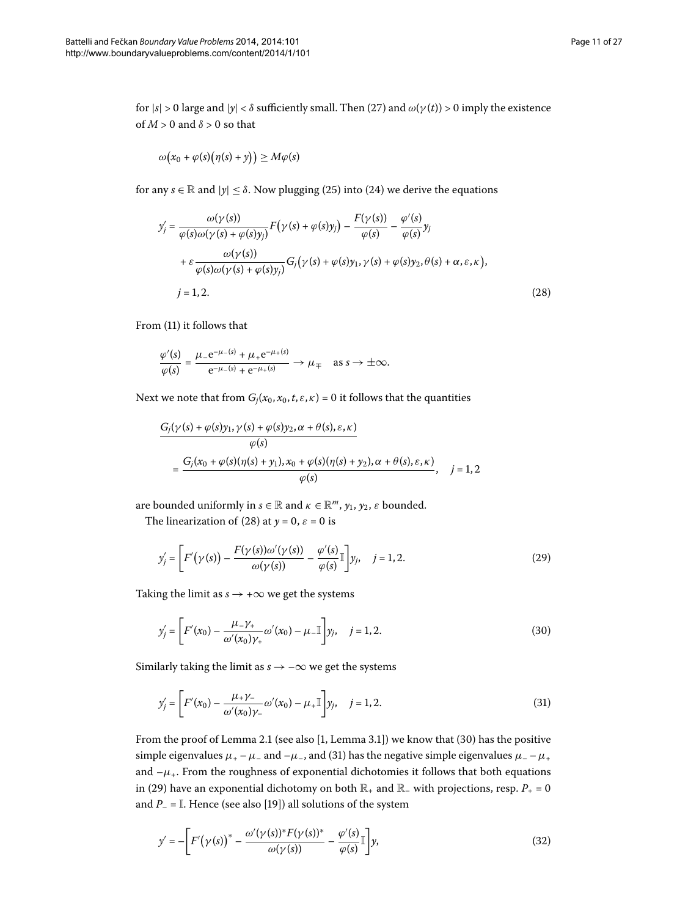for $|s| > 0$ large and $|y| < \delta$ sufficiently small. Then (27) and $\omega(\gamma(t)) > 0$ imply the existence of $M > 0$ and $\delta > 0$ so that

$$\omega\big(x_0 + \varphi(s)\big(\eta(s) + y\big)\big) \geq M\varphi(s)$$

for any $s \in \mathbb{R}$ and $|y| \leq \delta$. Now plugging (25) into (24) we derive the equations

$$\begin{aligned} y_j' &= \frac{\omega(\gamma(s))}{\varphi(s)\omega(\gamma(s) + \varphi(s)y_j)} F\big(\gamma(s) + \varphi(s)y_j\big) - \frac{F(\gamma(s))}{\varphi(s)} - \frac{\varphi'(s)}{\varphi(s)} y_j \\ &\quad + \varepsilon \frac{\omega(\gamma(s))}{\varphi(s)\omega(\gamma(s) + \varphi(s)y_j)} G_j\big(\gamma(s) + \varphi(s)y_1, \gamma(s) + \varphi(s)y_2, \theta(s) + \alpha, \varepsilon, \kappa\big), \\ &\quad j = 1, 2. \end{aligned} \tag{28}$$

From (11) it follows that

$$\frac{\varphi'(s)}{\varphi(s)} = \frac{\mu_- e^{-\mu_-(s)} + \mu_+ e^{-\mu_+(s)}}{e^{-\mu_-(s)} + e^{-\mu_+(s)}} \to \mu_\mp \quad \text{as } s \to \pm\infty.$$

Next we note that from $G_j(x_0, x_0, t, \varepsilon, \kappa) = 0$ it follows that the quantities

$$\begin{aligned} &\frac{G_j(\gamma(s) + \varphi(s)y_1, \gamma(s) + \varphi(s)y_2, \alpha + \theta(s), \varepsilon, \kappa)}{\varphi(s)} \\ &\quad = \frac{G_j(x_0 + \varphi(s)(\eta(s) + y_1), x_0 + \varphi(s)(\eta(s) + y_2), \alpha + \theta(s), \varepsilon, \kappa)}{\varphi(s)}, \quad j = 1, 2 \end{aligned}$$

are bounded uniformly in $s \in \mathbb{R}$ and $\kappa \in \mathbb{R}^m$, $y_1$, $y_2$, $\varepsilon$ bounded.

The linearization of (28) at $y = 0$, $\varepsilon = 0$ is

$$y_j' = \left[F'\big(\gamma(s)\big) - \frac{F(\gamma(s))\omega'(\gamma(s))}{\omega(\gamma(s))} - \frac{\varphi'(s)}{\varphi(s)}\mathbb{I}\right] y_j, \quad j = 1, 2. \tag{29}$$

Taking the limit as $s \to +\infty$ we get the systems

$$y_j' = \left[F'(x_0) - \frac{\mu_- \gamma_+}{\omega'(x_0)\gamma_+}\omega'(x_0) - \mu_- \mathbb{I}\right] y_j, \quad j = 1, 2. \tag{30}$$

Similarly taking the limit as $s \to -\infty$ we get the systems

$$y_j' = \left[F'(x_0) - \frac{\mu_+ \gamma_-}{\omega'(x_0)\gamma_-}\omega'(x_0) - \mu_+ \mathbb{I}\right] y_j, \quad j = 1, 2. \tag{31}$$

From the proof of Lemma 2.1 (see also [1, Lemma 3.1]) we know that (30) has the positive simple eigenvalues $\mu_+ - \mu_-$ and $-\mu_-$, and (31) has the negative simple eigenvalues $\mu_- - \mu_+$ and $-\mu_+$. From the roughness of exponential dichotomies it follows that both equations in (29) have an exponential dichotomy on both $\mathbb{R}_+$ and $\mathbb{R}_-$ with projections, resp. $P_+ = 0$ and $P_- = \mathbb{I}$. Hence (see also [19]) all solutions of the system

$$y' = -\left[F'\big(\gamma(s)\big)^* - \frac{\omega'(\gamma(s))^* F(\gamma(s))^*}{\omega(\gamma(s))} - \frac{\varphi'(s)}{\varphi(s)}\mathbb{I}\right] y, \tag{32}$$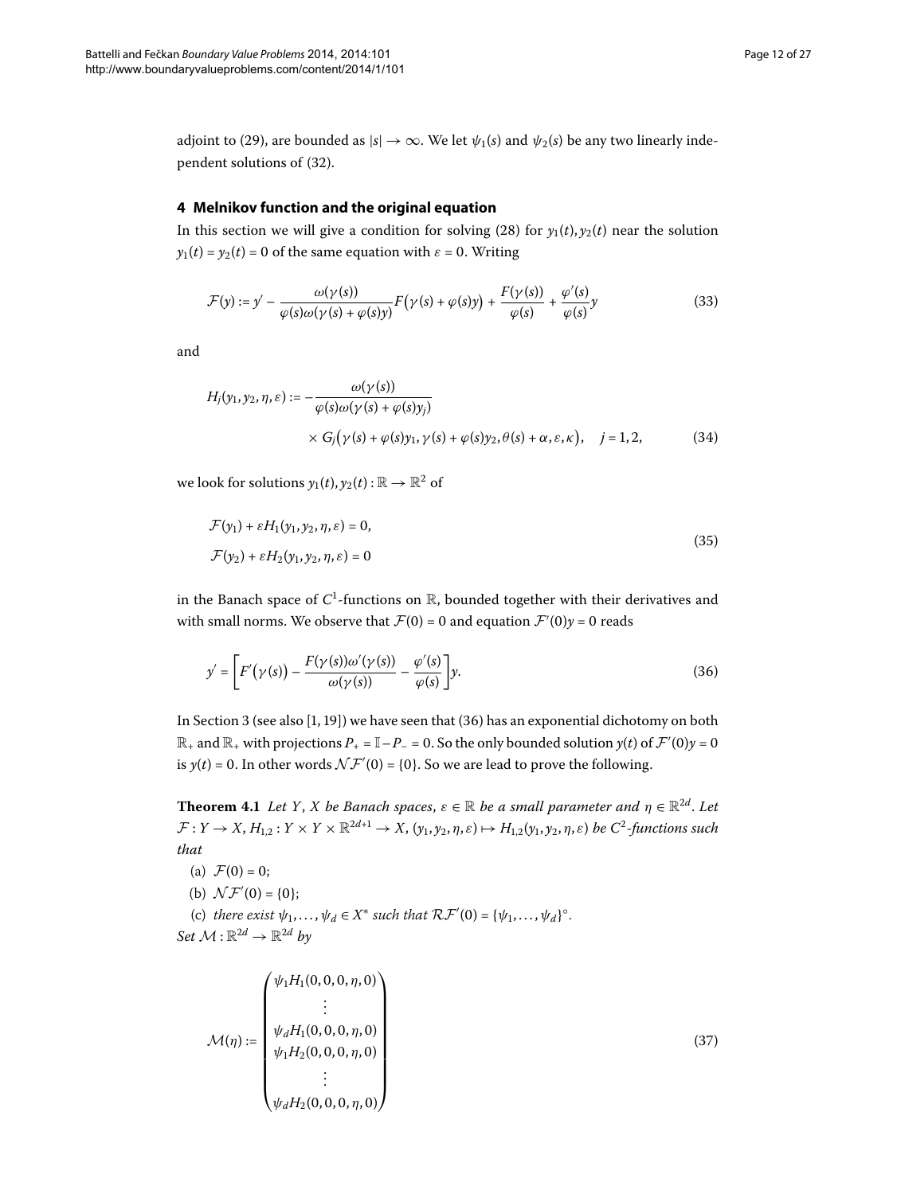adjoint to (29), are bounded as $|s| \to \infty$. We let $\psi_1(s)$ and $\psi_2(s)$ be any two linearly independent solutions of (32).

## 4 Melnikov function and the original equation

In this section we will give a condition for solving (28) for $y_1(t), y_2(t)$ near the solution $y_1(t) = y_2(t) = 0$ of the same equation with $\varepsilon = 0$. Writing

$$\mathcal{F}(y) := y' - \frac{\omega(\gamma(s))}{\varphi(s)\omega(\gamma(s) + \varphi(s)y)} F\big(\gamma(s) + \varphi(s)y\big) + \frac{F(\gamma(s))}{\varphi(s)} + \frac{\varphi'(s)}{\varphi(s)} y \tag{33}$$

and

$$\begin{aligned} H_j(y_1, y_2, \eta, \varepsilon) := {} & -\frac{\omega(\gamma(s))}{\varphi(s)\omega(\gamma(s) + \varphi(s)y_j)} \\ & \times G_j\big(\gamma(s) + \varphi(s)y_1, \gamma(s) + \varphi(s)y_2, \theta(s) + \alpha, \varepsilon, \kappa\big), \quad j = 1, 2, \end{aligned} \tag{34}$$

we look for solutions $y_1(t), y_2(t) : \mathbb{R} \to \mathbb{R}^2$ of

$$\begin{aligned} &\mathcal{F}(y_1) + \varepsilon H_1(y_1, y_2, \eta, \varepsilon) = 0, \\ &\mathcal{F}(y_2) + \varepsilon H_2(y_1, y_2, \eta, \varepsilon) = 0 \end{aligned} \tag{35}$$

in the Banach space of $C^1$-functions on $\mathbb{R}$, bounded together with their derivatives and with small norms. We observe that $\mathcal{F}(0) = 0$ and equation $\mathcal{F}'(0)y = 0$ reads

$$y' = \left[ F'\big(\gamma(s)\big) - \frac{F(\gamma(s))\omega'(\gamma(s))}{\omega(\gamma(s))} - \frac{\varphi'(s)}{\varphi(s)} \right] y. \tag{36}$$

In Section 3 (see also [1, 19]) we have seen that (36) has an exponential dichotomy on both $\mathbb{R}_+$ and $\mathbb{R}_+$ with projections $P_+ = \mathbb{I} - P_- = 0$. So the only bounded solution $y(t)$ of $\mathcal{F}'(0)y = 0$ is $y(t) = 0$. In other words $\mathcal{N}\mathcal{F}'(0) = \{0\}$. So we are lead to prove the following.

**Theorem 4.1** *Let $Y$, $X$ be Banach spaces, $\varepsilon \in \mathbb{R}$ be a small parameter and $\eta \in \mathbb{R}^{2d}$. Let $\mathcal{F} : Y \to X$, $H_{1,2} : Y \times Y \times \mathbb{R}^{2d+1} \to X$, $(y_1, y_2, \eta, \varepsilon) \mapsto H_{1,2}(y_1, y_2, \eta, \varepsilon)$ be $C^2$-functions such that*

(a) $\mathcal{F}(0) = 0$;

(b) $\mathcal{N}\mathcal{F}'(0) = \{0\}$;

(c) *there exist $\psi_1, \ldots, \psi_d \in X^*$ such that $\mathcal{R}\mathcal{F}'(0) = \{\psi_1, \ldots, \psi_d\}^\circ$.*

*Set $\mathcal{M} : \mathbb{R}^{2d} \to \mathbb{R}^{2d}$ by*

$$\mathcal{M}(\eta) := \begin{pmatrix} \psi_1 H_1(0, 0, 0, \eta, 0) \\ \vdots \\ \psi_d H_1(0, 0, 0, \eta, 0) \\ \psi_1 H_2(0, 0, 0, \eta, 0) \\ \vdots \\ \psi_d H_2(0, 0, 0, \eta, 0) \end{pmatrix} \tag{37}$$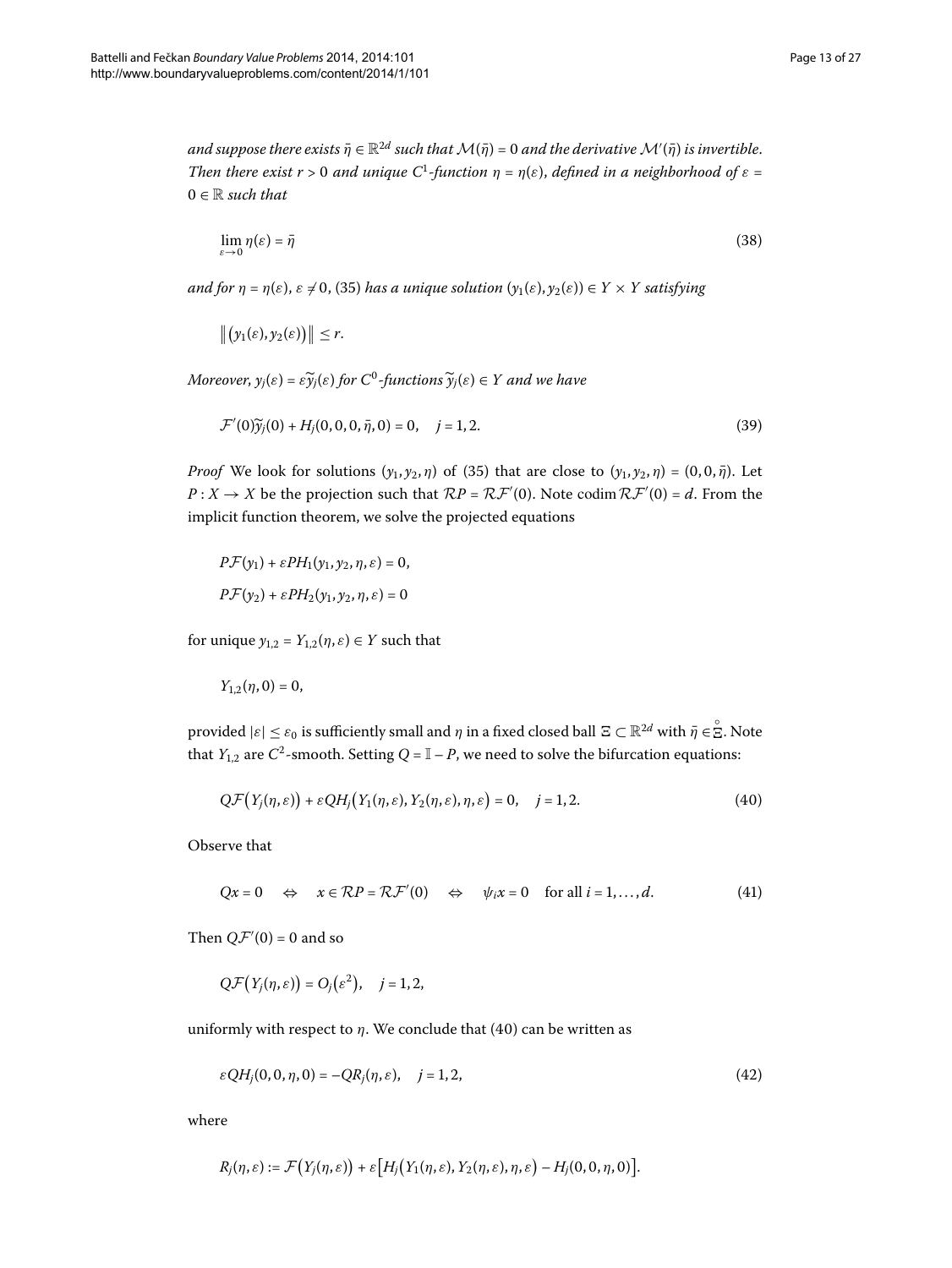*and suppose there exists $\bar{\eta} \in \mathbb{R}^{2d}$ such that $\mathcal{M}(\bar{\eta}) = 0$ and the derivative $\mathcal{M}'(\bar{\eta})$ is invertible. Then there exist $r > 0$ and unique $C^1$-function $\eta = \eta(\varepsilon)$, defined in a neighborhood of $\varepsilon = 0 \in \mathbb{R}$ such that*

$$\lim_{\varepsilon \to 0} \eta(\varepsilon) = \bar{\eta} \tag{38}$$

*and for $\eta = \eta(\varepsilon)$, $\varepsilon \neq 0$, (35) has a unique solution $(y_1(\varepsilon), y_2(\varepsilon)) \in Y \times Y$ satisfying*

$$\|(y_1(\varepsilon), y_2(\varepsilon))\| \leq r.$$

*Moreover, $y_j(\varepsilon) = \varepsilon \widetilde{y}_j(\varepsilon)$ for $C^0$-functions $\widetilde{y}_j(\varepsilon) \in Y$ and we have*

$$\mathcal{F}'(0)\widetilde{y}_j(0) + H_j(0, 0, 0, \bar{\eta}, 0) = 0, \quad j = 1, 2. \tag{39}$$

*Proof* We look for solutions $(y_1, y_2, \eta)$ of (35) that are close to $(y_1, y_2, \eta) = (0, 0, \bar{\eta})$. Let $P : X \to X$ be the projection such that $\mathcal{R}P = \mathcal{R}\mathcal{F}'(0)$. Note $\operatorname{codim} \mathcal{R}\mathcal{F}'(0) = d$. From the implicit function theorem, we solve the projected equations

$$P\mathcal{F}(y_1) + \varepsilon P H_1(y_1, y_2, \eta, \varepsilon) = 0,$$

$$P\mathcal{F}(y_2) + \varepsilon P H_2(y_1, y_2, \eta, \varepsilon) = 0$$

for unique $y_{1,2} = Y_{1,2}(\eta, \varepsilon) \in Y$ such that

$$Y_{1,2}(\eta, 0) = 0,$$

provided $|\varepsilon| \leq \varepsilon_0$ is sufficiently small and $\eta$ in a fixed closed ball $\Xi \subset \mathbb{R}^{2d}$ with $\bar{\eta} \in \mathring{\Xi}$. Note that $Y_{1,2}$ are $C^2$-smooth. Setting $Q = \mathbb{I} - P$, we need to solve the bifurcation equations:

$$Q\mathcal{F}(Y_j(\eta, \varepsilon)) + \varepsilon Q H_j(Y_1(\eta, \varepsilon), Y_2(\eta, \varepsilon), \eta, \varepsilon) = 0, \quad j = 1, 2. \tag{40}$$

Observe that

$$Qx = 0 \quad \Leftrightarrow \quad x \in \mathcal{R}P = \mathcal{R}\mathcal{F}'(0) \quad \Leftrightarrow \quad \psi_i x = 0 \quad \text{for all } i = 1, \ldots, d. \tag{41}$$

Then $Q\mathcal{F}'(0) = 0$ and so

$$Q\mathcal{F}(Y_j(\eta, \varepsilon)) = O_j(\varepsilon^2), \quad j = 1, 2,$$

uniformly with respect to $\eta$. We conclude that (40) can be written as

$$\varepsilon Q H_j(0, 0, \eta, 0) = -Q R_j(\eta, \varepsilon), \quad j = 1, 2, \tag{42}$$

where

$$R_j(\eta, \varepsilon) := \mathcal{F}(Y_j(\eta, \varepsilon)) + \varepsilon \big[H_j(Y_1(\eta, \varepsilon), Y_2(\eta, \varepsilon), \eta, \varepsilon) - H_j(0, 0, \eta, 0)\big].$$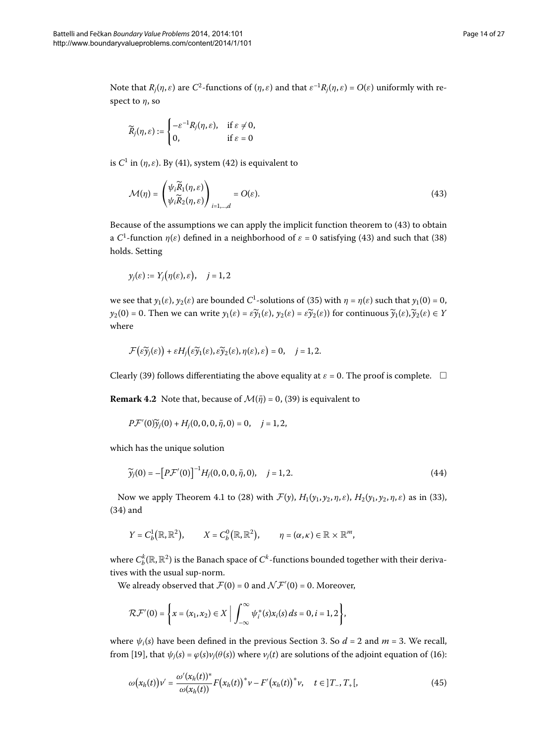Note that $R_j(\eta,\varepsilon)$ are $C^2$-functions of $(\eta,\varepsilon)$ and that $\varepsilon^{-1}R_j(\eta,\varepsilon) = O(\varepsilon)$ uniformly with respect to $\eta$, so

$$\widetilde{R}_j(\eta,\varepsilon) := \begin{cases} -\varepsilon^{-1}R_j(\eta,\varepsilon), & \text{if } \varepsilon \neq 0, \\ 0, & \text{if } \varepsilon = 0 \end{cases}$$

is $C^1$ in $(\eta,\varepsilon)$. By (41), system (42) is equivalent to

$$\mathcal{M}(\eta) = \begin{pmatrix} \psi_i \widetilde{R}_1(\eta,\varepsilon) \\ \psi_i \widetilde{R}_2(\eta,\varepsilon) \end{pmatrix}_{i=1,\ldots,d} = O(\varepsilon). \tag{43}$$

Because of the assumptions we can apply the implicit function theorem to (43) to obtain a $C^1$-function $\eta(\varepsilon)$ defined in a neighborhood of $\varepsilon = 0$ satisfying (43) and such that (38) holds. Setting

$$y_j(\varepsilon) := Y_j\big(\eta(\varepsilon),\varepsilon\big), \quad j = 1,2$$

we see that $y_1(\varepsilon)$, $y_2(\varepsilon)$ are bounded $C^1$-solutions of (35) with $\eta = \eta(\varepsilon)$ such that $y_1(0) = 0$, $y_2(0) = 0$. Then we can write $y_1(\varepsilon) = \varepsilon\widetilde{y}_1(\varepsilon)$, $y_2(\varepsilon) = \varepsilon\widetilde{y}_2(\varepsilon))$ for continuous $\widetilde{y}_1(\varepsilon), \widetilde{y}_2(\varepsilon) \in Y$ where

$$\mathcal{F}\big(\varepsilon\widetilde{y}_j(\varepsilon)\big) + \varepsilon H_j\big(\varepsilon\widetilde{y}_1(\varepsilon), \varepsilon\widetilde{y}_2(\varepsilon), \eta(\varepsilon), \varepsilon\big) = 0, \quad j = 1,2.$$

Clearly (39) follows differentiating the above equality at $\varepsilon = 0$. The proof is complete. $\square$

**Remark 4.2** Note that, because of $\mathcal{M}(\bar{\eta}) = 0$, (39) is equivalent to

$$P\mathcal{F}'(0)\widetilde{y}_j(0) + H_j(0,0,0,\bar{\eta},0) = 0, \quad j = 1,2,$$

which has the unique solution

$$\widetilde{y}_j(0) = -\big[P\mathcal{F}'(0)\big]^{-1}H_j(0,0,0,\bar{\eta},0), \quad j = 1,2. \tag{44}$$

Now we apply Theorem 4.1 to (28) with $\mathcal{F}(y)$, $H_1(y_1,y_2,\eta,\varepsilon)$, $H_2(y_1,y_2,\eta,\varepsilon)$ as in (33), (34) and

$$Y = C_b^1(\mathbb{R},\mathbb{R}^2), \qquad X = C_b^0(\mathbb{R},\mathbb{R}^2), \qquad \eta = (\alpha,\kappa) \in \mathbb{R}\times\mathbb{R}^m,$$

where $C_b^k(\mathbb{R},\mathbb{R}^2)$ is the Banach space of $C^k$-functions bounded together with their derivatives with the usual sup-norm.

We already observed that $\mathcal{F}(0) = 0$ and $\mathcal{N}\mathcal{F}'(0) = 0$. Moreover,

$$\mathcal{R}\mathcal{F}'(0) = \left\{ x = (x_1,x_2) \in X \;\middle|\; \int_{-\infty}^{\infty} \psi_i^*(s)x_i(s)\,ds = 0, i = 1,2 \right\},$$

where $\psi_i(s)$ have been defined in the previous Section 3. So $d = 2$ and $m = 3$. We recall, from [19], that $\psi_j(s) = \varphi(s)\nu_j(\theta(s))$ where $\nu_j(t)$ are solutions of the adjoint equation of (16):

$$\omega\big(x_h(t)\big)\nu' = \frac{\omega'(x_h(t))^*}{\omega(x_h(t))}F\big(x_h(t)\big)^*\nu - F'\big(x_h(t)\big)^*\nu, \quad t \in\, ]T_-,T_+[, \tag{45}$$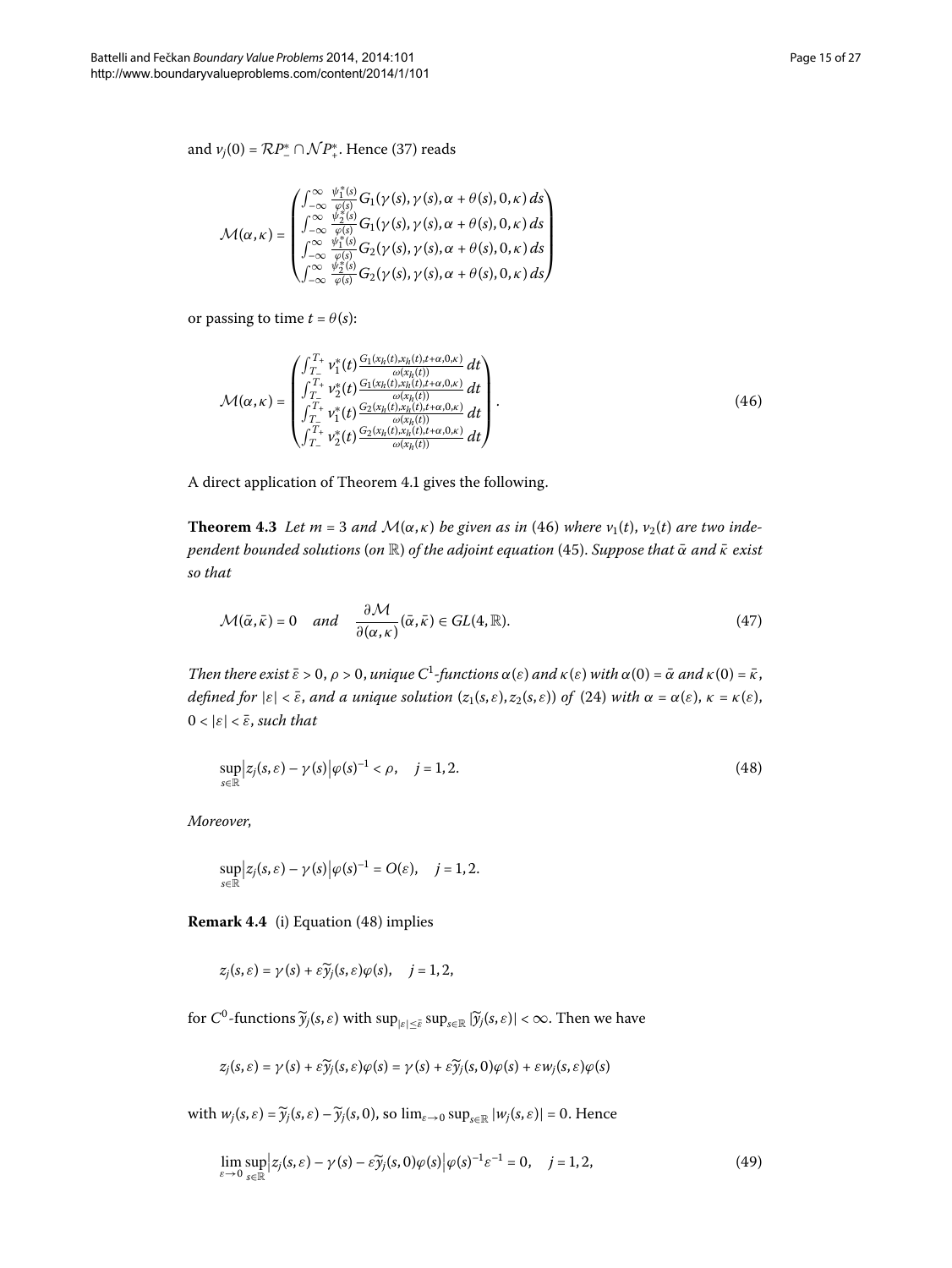and $v_j(0) = \mathcal{R}P_-^* \cap \mathcal{N}P_+^*$. Hence (37) reads

$$\mathcal{M}(\alpha,\kappa) = \begin{pmatrix} \int_{-\infty}^{\infty} \frac{\psi_1^*(s)}{\varphi(s)} G_1(\gamma(s),\gamma(s),\alpha+\theta(s),0,\kappa)\,ds \\ \int_{-\infty}^{\infty} \frac{\psi_2^*(s)}{\varphi(s)} G_1(\gamma(s),\gamma(s),\alpha+\theta(s),0,\kappa)\,ds \\ \int_{-\infty}^{\infty} \frac{\psi_1^*(s)}{\varphi(s)} G_2(\gamma(s),\gamma(s),\alpha+\theta(s),0,\kappa)\,ds \\ \int_{-\infty}^{\infty} \frac{\psi_2^*(s)}{\varphi(s)} G_2(\gamma(s),\gamma(s),\alpha+\theta(s),0,\kappa)\,ds \end{pmatrix}$$

or passing to time $t = \theta(s)$:

$$\mathcal{M}(\alpha,\kappa) = \begin{pmatrix} \int_{T_-}^{T_+} v_1^*(t) \frac{G_1(x_h(t),x_h(t),t+\alpha,0,\kappa)}{\omega(x_h(t))}\,dt \\ \int_{T_-}^{T_+} v_2^*(t) \frac{G_1(x_h(t),x_h(t),t+\alpha,0,\kappa)}{\omega(x_h(t))}\,dt \\ \int_{T_-}^{T_+} v_1^*(t) \frac{G_2(x_h(t),x_h(t),t+\alpha,0,\kappa)}{\omega(x_h(t))}\,dt \\ \int_{T_-}^{T_+} v_2^*(t) \frac{G_2(x_h(t),x_h(t),t+\alpha,0,\kappa)}{\omega(x_h(t))}\,dt \end{pmatrix}. \tag{46}$$

A direct application of Theorem 4.1 gives the following.

**Theorem 4.3** *Let $m = 3$ and $\mathcal{M}(\alpha,\kappa)$ be given as in* (46) *where $v_1(t)$, $v_2(t)$ are two independent bounded solutions* (*on* $\mathbb{R}$) *of the adjoint equation* (45). *Suppose that $\bar{\alpha}$ and $\bar{\kappa}$ exist so that*

$$\mathcal{M}(\bar{\alpha},\bar{\kappa}) = 0 \quad \textit{and} \quad \frac{\partial \mathcal{M}}{\partial(\alpha,\kappa)}(\bar{\alpha},\bar{\kappa}) \in GL(4,\mathbb{R}). \tag{47}$$

*Then there exist $\bar{\varepsilon} > 0$, $\rho > 0$, unique $C^1$-functions $\alpha(\varepsilon)$ and $\kappa(\varepsilon)$ with $\alpha(0) = \bar{\alpha}$ and $\kappa(0) = \bar{\kappa}$, defined for $|\varepsilon| < \bar{\varepsilon}$, and a unique solution $(z_1(s,\varepsilon), z_2(s,\varepsilon))$ of* (24) *with $\alpha = \alpha(\varepsilon)$, $\kappa = \kappa(\varepsilon)$, $0 < |\varepsilon| < \bar{\varepsilon}$, such that*

$$\sup_{s\in\mathbb{R}} \left| z_j(s,\varepsilon) - \gamma(s) \right| \varphi(s)^{-1} < \rho, \quad j = 1,2. \tag{48}$$

*Moreover,*

$$\sup_{s\in\mathbb{R}} \left| z_j(s,\varepsilon) - \gamma(s) \right| \varphi(s)^{-1} = O(\varepsilon), \quad j = 1,2.$$

**Remark 4.4** (i) Equation (48) implies

$$z_j(s,\varepsilon) = \gamma(s) + \varepsilon \widetilde{y}_j(s,\varepsilon)\varphi(s), \quad j = 1,2,$$

for $C^0$-functions $\widetilde{y}_j(s,\varepsilon)$ with $\sup_{|\varepsilon|\le\bar{\varepsilon}} \sup_{s\in\mathbb{R}} |\widetilde{y}_j(s,\varepsilon)| < \infty$. Then we have

$$z_j(s,\varepsilon) = \gamma(s) + \varepsilon \widetilde{y}_j(s,\varepsilon)\varphi(s) = \gamma(s) + \varepsilon \widetilde{y}_j(s,0)\varphi(s) + \varepsilon w_j(s,\varepsilon)\varphi(s)$$

with $w_j(s,\varepsilon) = \widetilde{y}_j(s,\varepsilon) - \widetilde{y}_j(s,0)$, so $\lim_{\varepsilon\to 0} \sup_{s\in\mathbb{R}} |w_j(s,\varepsilon)| = 0$. Hence

$$\lim_{\varepsilon\to 0} \sup_{s\in\mathbb{R}} \left| z_j(s,\varepsilon) - \gamma(s) - \varepsilon \widetilde{y}_j(s,0)\varphi(s) \right| \varphi(s)^{-1} \varepsilon^{-1} = 0, \quad j = 1,2, \tag{49}$$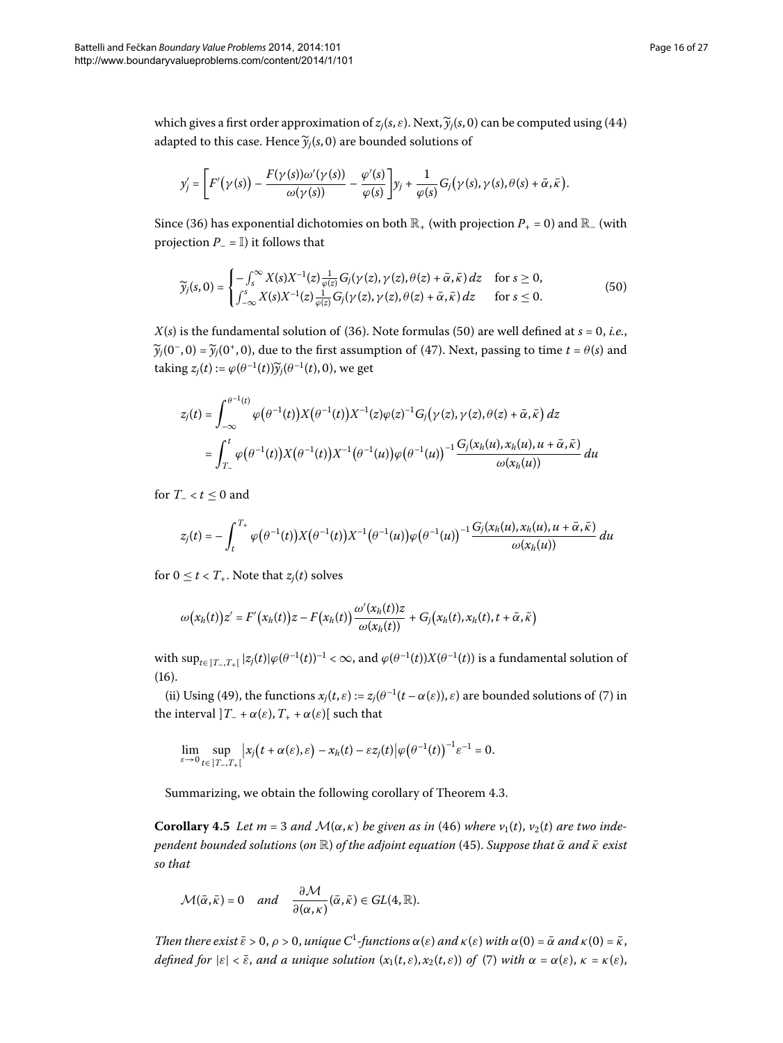which gives a first order approximation of $z_j(s,\varepsilon)$. Next, $\widetilde{y}_j(s,0)$ can be computed using (44) adapted to this case. Hence $\widetilde{y}_j(s,0)$ are bounded solutions of

$$y_j' = \left[F'\bigl(\gamma(s)\bigr) - \frac{F(\gamma(s))\omega'(\gamma(s))}{\omega(\gamma(s))} - \frac{\varphi'(s)}{\varphi(s)}\right]y_j + \frac{1}{\varphi(s)}G_j\bigl(\gamma(s),\gamma(s),\theta(s)+\bar{\alpha},\bar{\kappa}\bigr).$$

Since (36) has exponential dichotomies on both $\mathbb{R}_+$ (with projection $P_+ = 0$) and $\mathbb{R}_-$ (with projection $P_- = \mathbb{I}$) it follows that

$$\widetilde{y}_j(s,0) = \begin{cases} -\int_s^\infty X(s)X^{-1}(z)\frac{1}{\varphi(z)}G_j(\gamma(z),\gamma(z),\theta(z)+\bar{\alpha},\bar{\kappa})\,dz & \text{for } s \geq 0, \\ \int_{-\infty}^s X(s)X^{-1}(z)\frac{1}{\varphi(z)}G_j(\gamma(z),\gamma(z),\theta(z)+\bar{\alpha},\bar{\kappa})\,dz & \text{for } s \leq 0. \end{cases} \tag{50}$$

$X(s)$ is the fundamental solution of (36). Note formulas (50) are well defined at $s = 0$, *i.e.*, $\widetilde{y}_j(0^-,0) = \widetilde{y}_j(0^+,0)$, due to the first assumption of (47). Next, passing to time $t = \theta(s)$ and taking $z_j(t) := \varphi(\theta^{-1}(t))\widetilde{y}_j(\theta^{-1}(t),0)$, we get

$$\begin{aligned} z_j(t) &= \int_{-\infty}^{\theta^{-1}(t)} \varphi\bigl(\theta^{-1}(t)\bigr)X\bigl(\theta^{-1}(t)\bigr)X^{-1}(z)\varphi(z)^{-1}G_j\bigl(\gamma(z),\gamma(z),\theta(z)+\bar{\alpha},\bar{\kappa}\bigr)\,dz \\ &= \int_{T_-}^t \varphi\bigl(\theta^{-1}(t)\bigr)X\bigl(\theta^{-1}(t)\bigr)X^{-1}\bigl(\theta^{-1}(u)\bigr)\varphi\bigl(\theta^{-1}(u)\bigr)^{-1}\frac{G_j(x_h(u),x_h(u),u+\bar{\alpha},\bar{\kappa})}{\omega(x_h(u))}\,du \end{aligned}$$

for $T_- < t \leq 0$ and

$$z_j(t) = -\int_t^{T_+} \varphi\bigl(\theta^{-1}(t)\bigr)X\bigl(\theta^{-1}(t)\bigr)X^{-1}\bigl(\theta^{-1}(u)\bigr)\varphi\bigl(\theta^{-1}(u)\bigr)^{-1}\frac{G_j(x_h(u),x_h(u),u+\bar{\alpha},\bar{\kappa})}{\omega(x_h(u))}\,du$$

for $0 \leq t < T_+$. Note that $z_j(t)$ solves

$$\omega\bigl(x_h(t)\bigr)z' = F'\bigl(x_h(t)\bigr)z - F\bigl(x_h(t)\bigr)\frac{\omega'(x_h(t))z}{\omega(x_h(t))} + G_j\bigl(x_h(t),x_h(t),t+\bar{\alpha},\bar{\kappa}\bigr)$$

with $\sup_{t\in ]T_-,T_+[} |z_j(t)|\varphi(\theta^{-1}(t))^{-1} < \infty$, and $\varphi(\theta^{-1}(t))X(\theta^{-1}(t))$ is a fundamental solution of (16).

(ii) Using (49), the functions $x_j(t,\varepsilon) := z_j(\theta^{-1}(t-\alpha(\varepsilon)),\varepsilon)$ are bounded solutions of (7) in the interval $]T_- + \alpha(\varepsilon), T_+ + \alpha(\varepsilon)[$ such that

$$\lim_{\varepsilon\to 0} \sup_{t\in ]T_-,T_+[} \bigl|x_j\bigl(t+\alpha(\varepsilon),\varepsilon\bigr) - x_h(t) - \varepsilon z_j(t)\bigr|\varphi\bigl(\theta^{-1}(t)\bigr)^{-1}\varepsilon^{-1} = 0.$$

Summarizing, we obtain the following corollary of Theorem 4.3.

**Corollary 4.5** *Let $m = 3$ and $\mathcal{M}(\alpha,\kappa)$ be given as in (46) where $v_1(t)$, $v_2(t)$ are two independent bounded solutions (on $\mathbb{R}$) of the adjoint equation (45). Suppose that $\bar{\alpha}$ and $\bar{\kappa}$ exist so that*

$$\mathcal{M}(\bar{\alpha},\bar{\kappa}) = 0 \quad \text{and} \quad \frac{\partial\mathcal{M}}{\partial(\alpha,\kappa)}(\bar{\alpha},\bar{\kappa}) \in GL(4,\mathbb{R}).$$

*Then there exist $\bar{\varepsilon} > 0$, $\rho > 0$, unique $C^1$-functions $\alpha(\varepsilon)$ and $\kappa(\varepsilon)$ with $\alpha(0) = \bar{\alpha}$ and $\kappa(0) = \bar{\kappa}$, defined for $|\varepsilon| < \bar{\varepsilon}$, and a unique solution $(x_1(t,\varepsilon), x_2(t,\varepsilon))$ of (7) with $\alpha = \alpha(\varepsilon)$, $\kappa = \kappa(\varepsilon)$,*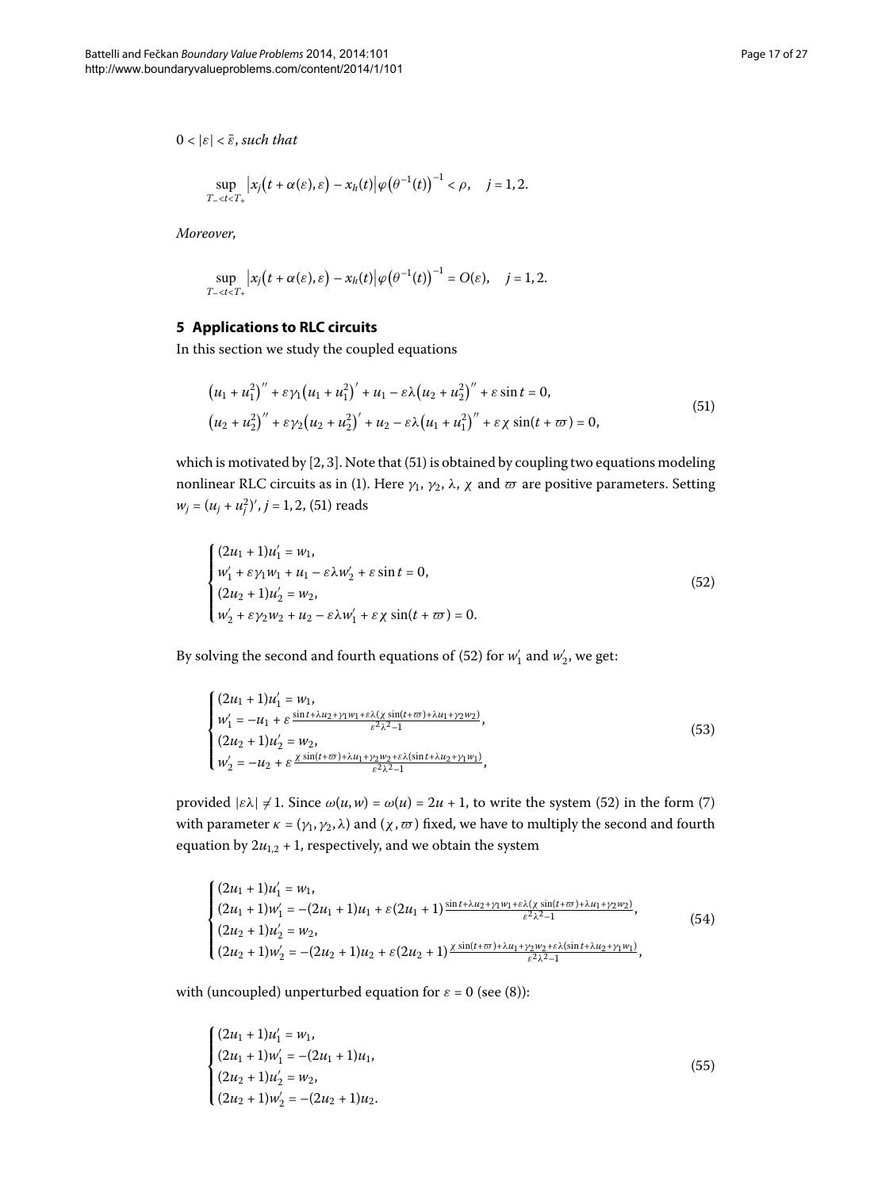$0 < |\varepsilon| < \bar{\varepsilon}$, *such that*

$$\sup_{T_- < t < T_+} \left| x_j\bigl(t + \alpha(\varepsilon), \varepsilon\bigr) - x_h(t) \right| \varphi\bigl(\theta^{-1}(t)\bigr)^{-1} < \rho, \quad j = 1, 2.$$

*Moreover,*

$$\sup_{T_- < t < T_+} \left| x_j\bigl(t + \alpha(\varepsilon), \varepsilon\bigr) - x_h(t) \right| \varphi\bigl(\theta^{-1}(t)\bigr)^{-1} = O(\varepsilon), \quad j = 1, 2.$$

## 5 Applications to RLC circuits

In this section we study the coupled equations

$$\begin{aligned}
&\bigl(u_1 + u_1^2\bigr)'' + \varepsilon\gamma_1\bigl(u_1 + u_1^2\bigr)' + u_1 - \varepsilon\lambda\bigl(u_2 + u_2^2\bigr)'' + \varepsilon \sin t = 0, \\
&\bigl(u_2 + u_2^2\bigr)'' + \varepsilon\gamma_2\bigl(u_2 + u_2^2\bigr)' + u_2 - \varepsilon\lambda\bigl(u_1 + u_1^2\bigr)'' + \varepsilon\chi \sin(t + \varpi) = 0,
\end{aligned} \tag{51}$$

which is motivated by [2, 3]. Note that (51) is obtained by coupling two equations modeling nonlinear RLC circuits as in (1). Here $\gamma_1$, $\gamma_2$, $\lambda$, $\chi$ and $\varpi$ are positive parameters. Setting $w_j = (u_j + u_j^2)'$, $j = 1, 2$, (51) reads

$$\begin{cases}
(2u_1 + 1)u_1' = w_1, \\
w_1' + \varepsilon\gamma_1 w_1 + u_1 - \varepsilon\lambda w_2' + \varepsilon \sin t = 0, \\
(2u_2 + 1)u_2' = w_2, \\
w_2' + \varepsilon\gamma_2 w_2 + u_2 - \varepsilon\lambda w_1' + \varepsilon\chi \sin(t + \varpi) = 0.
\end{cases} \tag{52}$$

By solving the second and fourth equations of (52) for $w_1'$ and $w_2'$, we get:

$$\begin{cases}
(2u_1 + 1)u_1' = w_1, \\
w_1' = -u_1 + \varepsilon \frac{\sin t + \lambda u_2 + \gamma_1 w_1 + \varepsilon\lambda(\chi \sin(t + \varpi) + \lambda u_1 + \gamma_2 w_2)}{\varepsilon^2\lambda^2 - 1}, \\
(2u_2 + 1)u_2' = w_2, \\
w_2' = -u_2 + \varepsilon \frac{\chi \sin(t + \varpi) + \lambda u_1 + \gamma_2 w_2 + \varepsilon\lambda(\sin t + \lambda u_2 + \gamma_1 w_1)}{\varepsilon^2\lambda^2 - 1},
\end{cases} \tag{53}$$

provided $|\varepsilon\lambda| \neq 1$. Since $\omega(u, w) = \omega(u) = 2u + 1$, to write the system (52) in the form (7) with parameter $\kappa = (\gamma_1, \gamma_2, \lambda)$ and $(\chi, \varpi)$ fixed, we have to multiply the second and fourth equation by $2u_{1,2} + 1$, respectively, and we obtain the system

$$\begin{cases}
(2u_1 + 1)u_1' = w_1, \\
(2u_1 + 1)w_1' = -(2u_1 + 1)u_1 + \varepsilon(2u_1 + 1)\frac{\sin t + \lambda u_2 + \gamma_1 w_1 + \varepsilon\lambda(\chi \sin(t + \varpi) + \lambda u_1 + \gamma_2 w_2)}{\varepsilon^2\lambda^2 - 1}, \\
(2u_2 + 1)u_2' = w_2, \\
(2u_2 + 1)w_2' = -(2u_2 + 1)u_2 + \varepsilon(2u_2 + 1)\frac{\chi \sin(t + \varpi) + \lambda u_1 + \gamma_2 w_2 + \varepsilon\lambda(\sin t + \lambda u_2 + \gamma_1 w_1)}{\varepsilon^2\lambda^2 - 1},
\end{cases} \tag{54}$$

with (uncoupled) unperturbed equation for $\varepsilon = 0$ (see (8)):

$$\begin{cases}
(2u_1 + 1)u_1' = w_1, \\
(2u_1 + 1)w_1' = -(2u_1 + 1)u_1, \\
(2u_2 + 1)u_2' = w_2, \\
(2u_2 + 1)w_2' = -(2u_2 + 1)u_2.
\end{cases} \tag{55}$$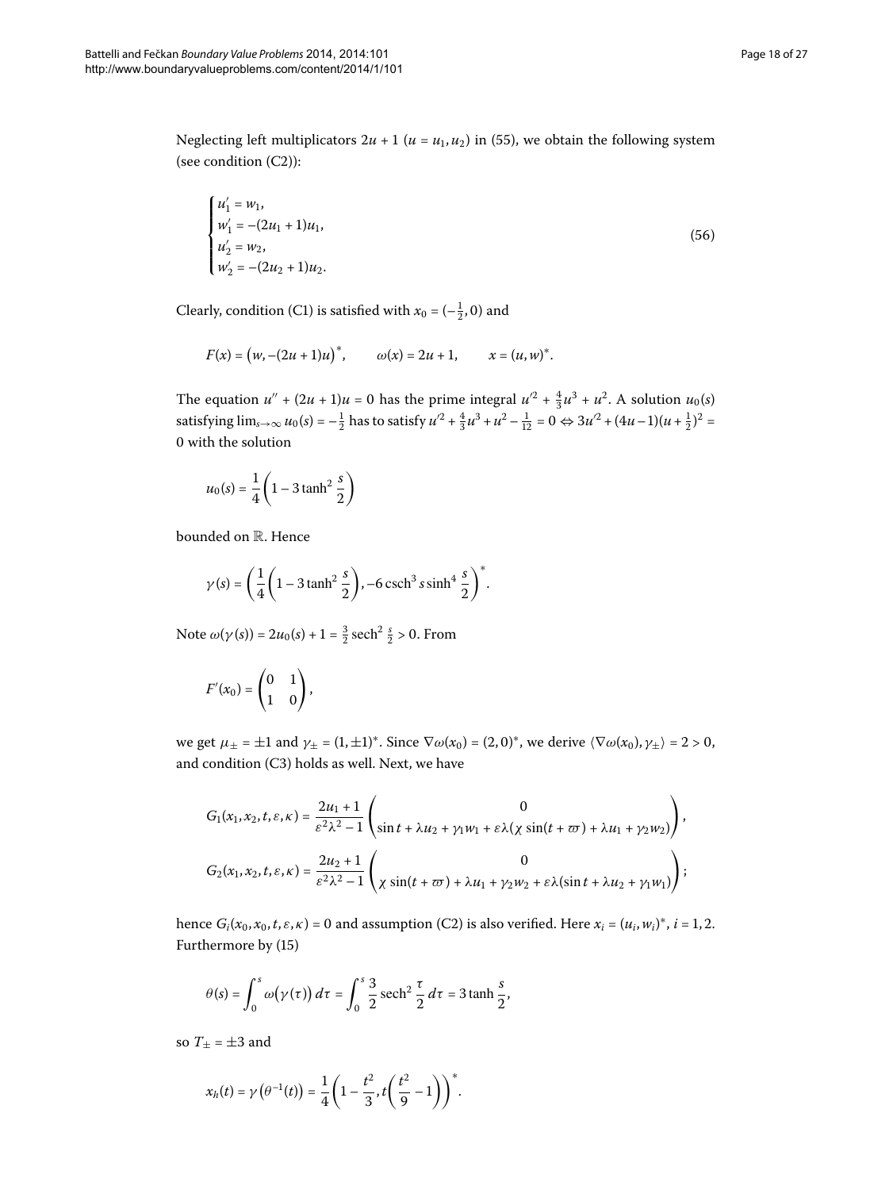Neglecting left multiplicators $2u+1$ ($u = u_1, u_2$) in (55), we obtain the following system (see condition (C2)):

$$\begin{cases} u_1' = w_1, \\ w_1' = -(2u_1+1)u_1, \\ u_2' = w_2, \\ w_2' = -(2u_2+1)u_2. \end{cases} \tag{56}$$

Clearly, condition (C1) is satisfied with $x_0 = (-\frac{1}{2}, 0)$ and

$$F(x) = \big(w, -(2u+1)u\big)^*, \qquad \omega(x) = 2u+1, \qquad x = (u,w)^*.$$

The equation $u'' + (2u+1)u = 0$ has the prime integral $u'^2 + \frac{4}{3}u^3 + u^2$. A solution $u_0(s)$ satisfying $\lim_{s\to\infty} u_0(s) = -\frac{1}{2}$ has to satisfy $u'^2 + \frac{4}{3}u^3 + u^2 - \frac{1}{12} = 0 \Leftrightarrow 3u'^2 + (4u-1)(u+\frac{1}{2})^2 = 0$ with the solution

$$u_0(s) = \frac{1}{4}\left(1 - 3\tanh^2\frac{s}{2}\right)$$

bounded on $\mathbb{R}$. Hence

$$\gamma(s) = \left(\frac{1}{4}\left(1 - 3\tanh^2\frac{s}{2}\right), -6\operatorname{csch}^3 s \sinh^4\frac{s}{2}\right)^*.$$

Note $\omega(\gamma(s)) = 2u_0(s) + 1 = \frac{3}{2}\operatorname{sech}^2\frac{s}{2} > 0$. From

$$F'(x_0) = \begin{pmatrix} 0 & 1 \\ 1 & 0 \end{pmatrix},$$

we get $\mu_\pm = \pm 1$ and $\gamma_\pm = (1, \pm 1)^*$. Since $\nabla\omega(x_0) = (2,0)^*$, we derive $\langle \nabla\omega(x_0), \gamma_\pm\rangle = 2 > 0$, and condition (C3) holds as well. Next, we have

$$G_1(x_1,x_2,t,\varepsilon,\kappa) = \frac{2u_1+1}{\varepsilon^2\lambda^2 - 1}\begin{pmatrix} 0 \\ \sin t + \lambda u_2 + \gamma_1 w_1 + \varepsilon\lambda(\chi\sin(t+\varpi) + \lambda u_1 + \gamma_2 w_2) \end{pmatrix},$$

$$G_2(x_1,x_2,t,\varepsilon,\kappa) = \frac{2u_2+1}{\varepsilon^2\lambda^2 - 1}\begin{pmatrix} 0 \\ \chi\sin(t+\varpi) + \lambda u_1 + \gamma_2 w_2 + \varepsilon\lambda(\sin t + \lambda u_2 + \gamma_1 w_1) \end{pmatrix};$$

hence $G_i(x_0,x_0,t,\varepsilon,\kappa) = 0$ and assumption (C2) is also verified. Here $x_i = (u_i,w_i)^*$, $i = 1,2$. Furthermore by (15)

$$\theta(s) = \int_0^s \omega\big(\gamma(\tau)\big)\,d\tau = \int_0^s \frac{3}{2}\operatorname{sech}^2\frac{\tau}{2}\,d\tau = 3\tanh\frac{s}{2},$$

so $T_\pm = \pm 3$ and

$$x_h(t) = \gamma\big(\theta^{-1}(t)\big) = \frac{1}{4}\left(1 - \frac{t^2}{3}, t\left(\frac{t^2}{9} - 1\right)\right)^*.$$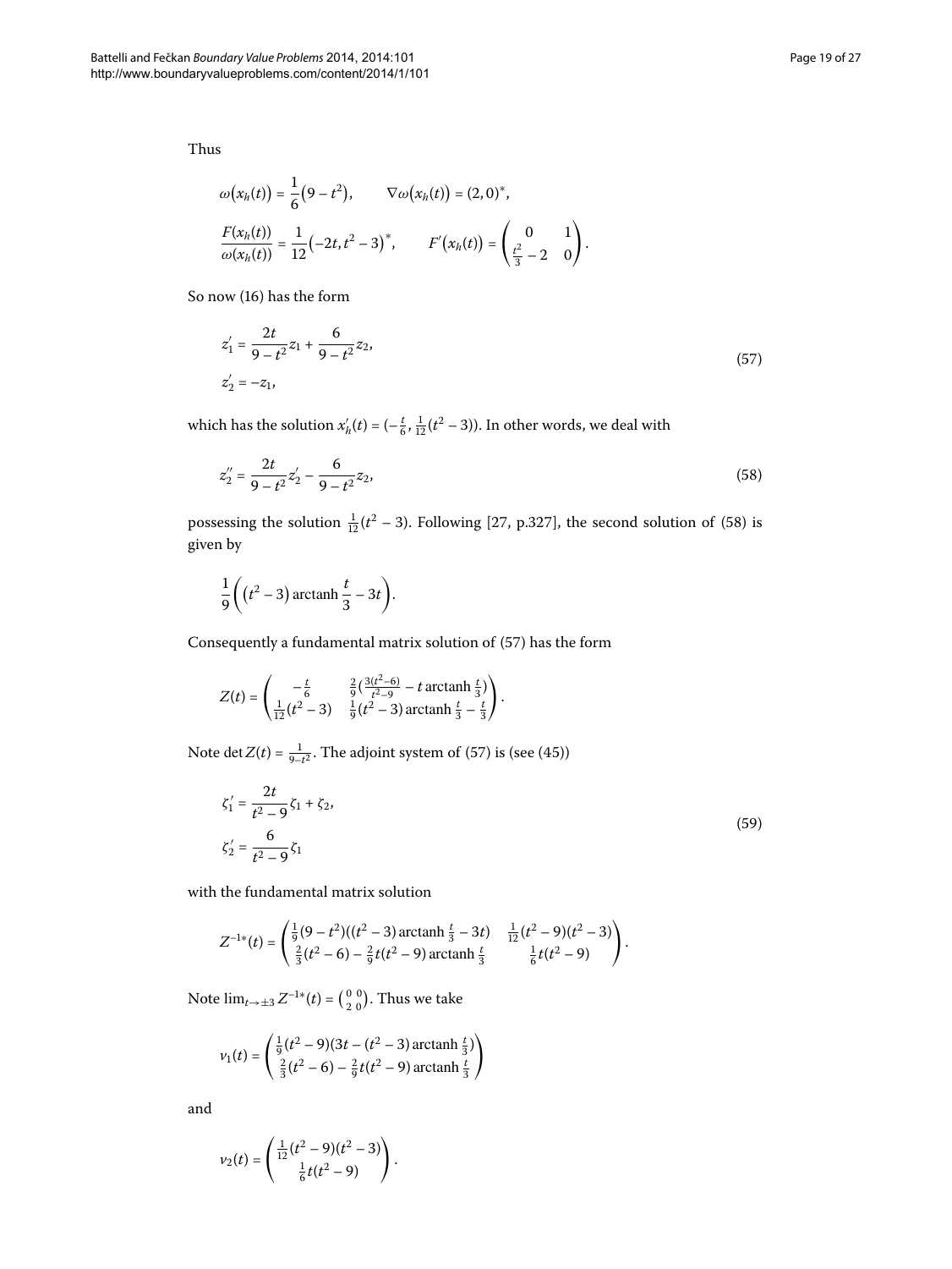Thus

$$\omega(x_h(t)) = \frac{1}{6}(9 - t^2), \qquad \nabla\omega(x_h(t)) = (2, 0)^*,$$

$$\frac{F(x_h(t))}{\omega(x_h(t))} = \frac{1}{12}(-2t, t^2 - 3)^*, \qquad F'(x_h(t)) = \begin{pmatrix} 0 & 1 \\ \frac{t^2}{3} - 2 & 0 \end{pmatrix}.$$

So now (16) has the form

$$\begin{aligned} z_1' &= \frac{2t}{9 - t^2} z_1 + \frac{6}{9 - t^2} z_2, \\ z_2' &= -z_1, \end{aligned} \tag{57}$$

which has the solution $x_h'(t) = (-\frac{t}{6}, \frac{1}{12}(t^2 - 3))$. In other words, we deal with

$$z_2'' = \frac{2t}{9 - t^2} z_2' - \frac{6}{9 - t^2} z_2, \tag{58}$$

possessing the solution $\frac{1}{12}(t^2 - 3)$. Following [27, p.327], the second solution of (58) is given by

$$\frac{1}{9}\left((t^2 - 3)\operatorname{arctanh}\frac{t}{3} - 3t\right).$$

Consequently a fundamental matrix solution of (57) has the form

$$Z(t) = \begin{pmatrix} -\frac{t}{6} & \frac{2}{9}\left(\frac{3(t^2-6)}{t^2-9} - t\operatorname{arctanh}\frac{t}{3}\right) \\ \frac{1}{12}(t^2 - 3) & \frac{1}{9}(t^2 - 3)\operatorname{arctanh}\frac{t}{3} - \frac{t}{3} \end{pmatrix}.$$

Note $\det Z(t) = \frac{1}{9 - t^2}$. The adjoint system of (57) is (see (45))

$$\begin{aligned} \zeta_1' &= \frac{2t}{t^2 - 9}\zeta_1 + \zeta_2, \\ \zeta_2' &= \frac{6}{t^2 - 9}\zeta_1 \end{aligned} \tag{59}$$

with the fundamental matrix solution

$$Z^{-1*}(t) = \begin{pmatrix} \frac{1}{9}(9 - t^2)((t^2 - 3)\operatorname{arctanh}\frac{t}{3} - 3t) & \frac{1}{12}(t^2 - 9)(t^2 - 3) \\ \frac{2}{3}(t^2 - 6) - \frac{2}{9}t(t^2 - 9)\operatorname{arctanh}\frac{t}{3} & \frac{1}{6}t(t^2 - 9) \end{pmatrix}.$$

Note $\lim_{t\to\pm 3} Z^{-1*}(t) = \begin{pmatrix} 0 & 0 \\ 2 & 0 \end{pmatrix}$. Thus we take

$$v_1(t) = \begin{pmatrix} \frac{1}{9}(t^2 - 9)(3t - (t^2 - 3)\operatorname{arctanh}\frac{t}{3}) \\ \frac{2}{3}(t^2 - 6) - \frac{2}{9}t(t^2 - 9)\operatorname{arctanh}\frac{t}{3} \end{pmatrix}$$

and

$$v_2(t) = \begin{pmatrix} \frac{1}{12}(t^2 - 9)(t^2 - 3) \\ \frac{1}{6}t(t^2 - 9) \end{pmatrix}.$$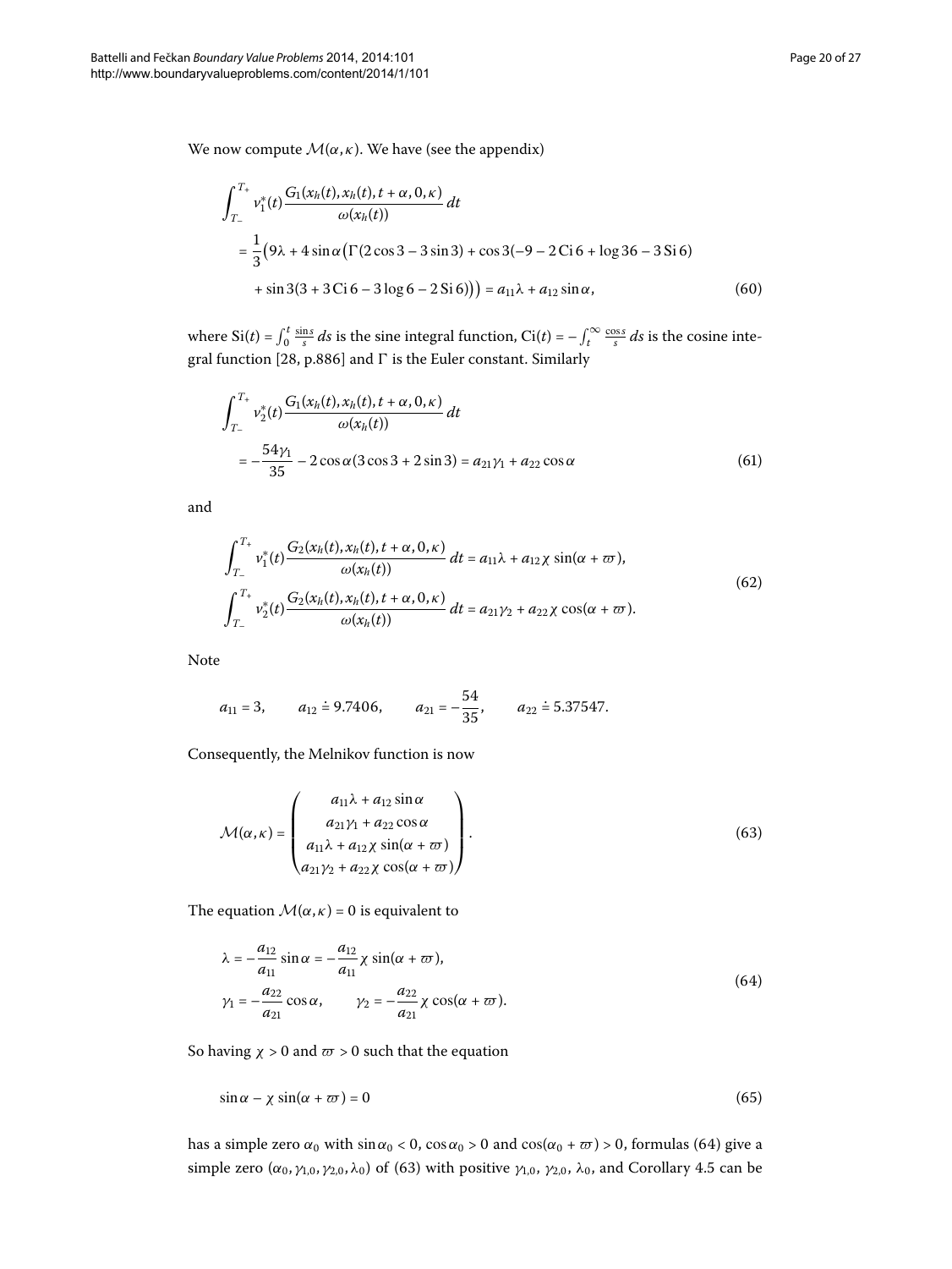We now compute $\mathcal{M}(\alpha, \kappa)$. We have (see the appendix)

$$
\begin{aligned}
&\int_{T_-}^{T_+} v_1^*(t) \frac{G_1(x_h(t), x_h(t), t+\alpha, 0, \kappa)}{\omega(x_h(t))}\, dt \\
&\quad = \frac{1}{3}\big(9\lambda + 4\sin\alpha\big(\Gamma(2\cos 3 - 3\sin 3) + \cos 3(-9 - 2\,\mathrm{Ci}\,6 + \log 36 - 3\,\mathrm{Si}\,6) \\
&\qquad + \sin 3(3 + 3\,\mathrm{Ci}\,6 - 3\log 6 - 2\,\mathrm{Si}\,6)\big)\big) = a_{11}\lambda + a_{12}\sin\alpha,
\end{aligned}
\tag{60}
$$

where $\mathrm{Si}(t) = \int_0^t \frac{\sin s}{s}\, ds$ is the sine integral function, $\mathrm{Ci}(t) = -\int_t^\infty \frac{\cos s}{s}\, ds$ is the cosine integral function [28, p.886] and $\Gamma$ is the Euler constant. Similarly

$$
\begin{aligned}
&\int_{T_-}^{T_+} v_2^*(t) \frac{G_1(x_h(t), x_h(t), t+\alpha, 0, \kappa)}{\omega(x_h(t))}\, dt \\
&\quad = -\frac{54\gamma_1}{35} - 2\cos\alpha(3\cos 3 + 2\sin 3) = a_{21}\gamma_1 + a_{22}\cos\alpha
\end{aligned}
\tag{61}
$$

and

$$
\begin{aligned}
&\int_{T_-}^{T_+} v_1^*(t) \frac{G_2(x_h(t), x_h(t), t+\alpha, 0, \kappa)}{\omega(x_h(t))}\, dt = a_{11}\lambda + a_{12}\chi\sin(\alpha + \varpi), \\
&\int_{T_-}^{T_+} v_2^*(t) \frac{G_2(x_h(t), x_h(t), t+\alpha, 0, \kappa)}{\omega(x_h(t))}\, dt = a_{21}\gamma_2 + a_{22}\chi\cos(\alpha + \varpi).
\end{aligned}
\tag{62}
$$

Note

$$
a_{11} = 3, \qquad a_{12} \doteq 9.7406, \qquad a_{21} = -\frac{54}{35}, \qquad a_{22} \doteq 5.37547.
$$

Consequently, the Melnikov function is now

$$
\mathcal{M}(\alpha, \kappa) = \begin{pmatrix} a_{11}\lambda + a_{12}\sin\alpha \\ a_{21}\gamma_1 + a_{22}\cos\alpha \\ a_{11}\lambda + a_{12}\chi\sin(\alpha + \varpi) \\ a_{21}\gamma_2 + a_{22}\chi\cos(\alpha + \varpi) \end{pmatrix}.
\tag{63}
$$

The equation $\mathcal{M}(\alpha, \kappa) = 0$ is equivalent to

$$
\begin{aligned}
&\lambda = -\frac{a_{12}}{a_{11}}\sin\alpha = -\frac{a_{12}}{a_{11}}\chi\sin(\alpha + \varpi), \\
&\gamma_1 = -\frac{a_{22}}{a_{21}}\cos\alpha, \qquad \gamma_2 = -\frac{a_{22}}{a_{21}}\chi\cos(\alpha + \varpi).
\end{aligned}
\tag{64}
$$

So having $\chi > 0$ and $\varpi > 0$ such that the equation

$$
\sin\alpha - \chi\sin(\alpha + \varpi) = 0
\tag{65}
$$

has a simple zero $\alpha_0$ with $\sin\alpha_0 < 0$, $\cos\alpha_0 > 0$ and $\cos(\alpha_0 + \varpi) > 0$, formulas (64) give a simple zero $(\alpha_0, \gamma_{1,0}, \gamma_{2,0}, \lambda_0)$ of (63) with positive $\gamma_{1,0}$, $\gamma_{2,0}$, $\lambda_0$, and Corollary 4.5 can be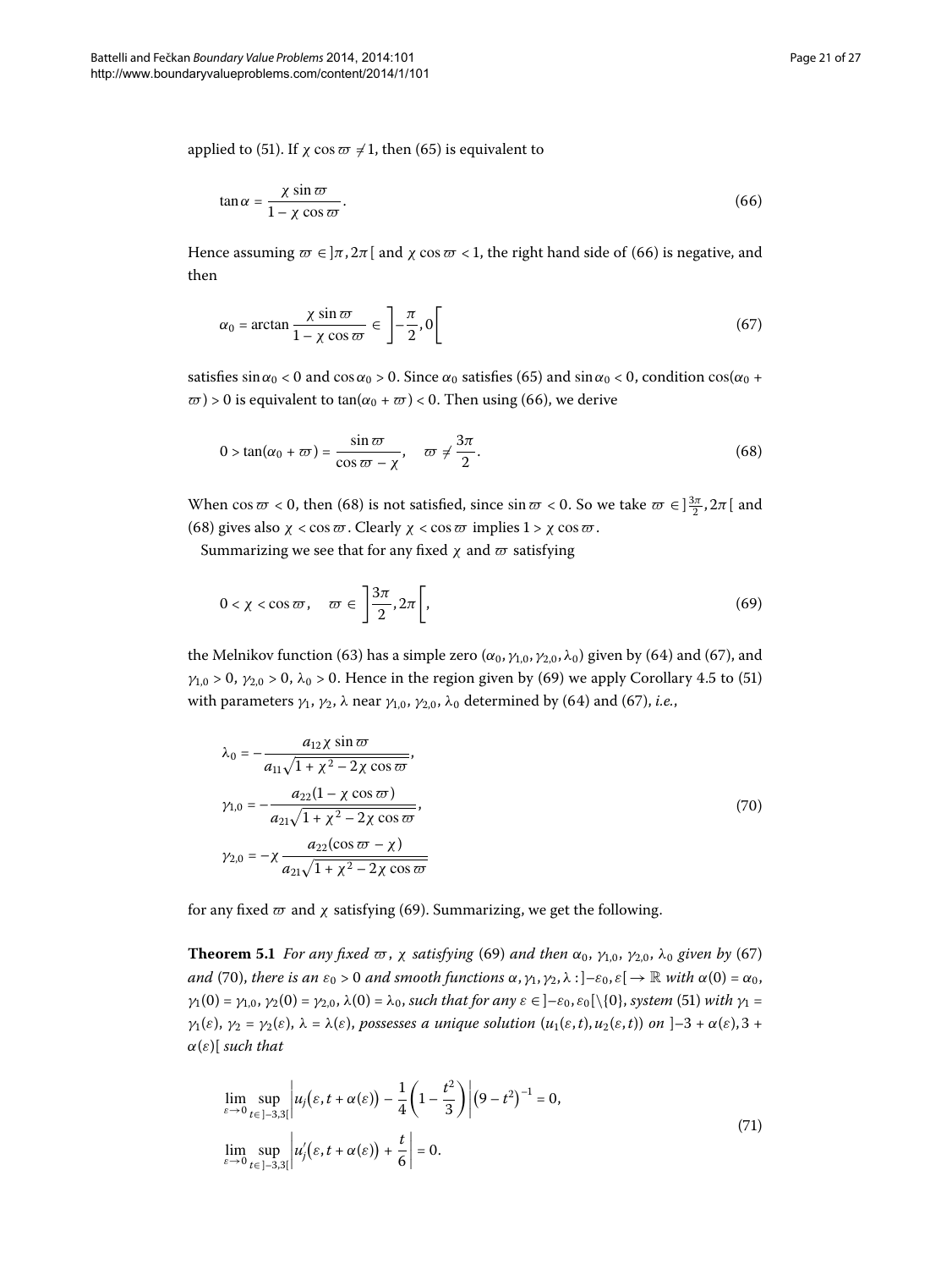applied to (51). If $\chi \cos \varpi \neq 1$, then (65) is equivalent to

$$\tan \alpha = \frac{\chi \sin \varpi}{1 - \chi \cos \varpi}. \tag{66}$$

Hence assuming $\varpi \in ]\pi, 2\pi[$ and $\chi \cos \varpi < 1$, the right hand side of (66) is negative, and then

$$\alpha_0 = \arctan \frac{\chi \sin \varpi}{1 - \chi \cos \varpi} \in \left]-\frac{\pi}{2}, 0\right[ \tag{67}$$

satisfies $\sin \alpha_0 < 0$ and $\cos \alpha_0 > 0$. Since $\alpha_0$ satisfies (65) and $\sin \alpha_0 < 0$, condition $\cos(\alpha_0 + \varpi) > 0$ is equivalent to $\tan(\alpha_0 + \varpi) < 0$. Then using (66), we derive

$$0 > \tan(\alpha_0 + \varpi) = \frac{\sin \varpi}{\cos \varpi - \chi}, \quad \varpi \neq \frac{3\pi}{2}. \tag{68}$$

When $\cos \varpi < 0$, then (68) is not satisfied, since $\sin \varpi < 0$. So we take $\varpi \in ]\frac{3\pi}{2}, 2\pi[$ and (68) gives also $\chi < \cos \varpi$. Clearly $\chi < \cos \varpi$ implies $1 > \chi \cos \varpi$.

Summarizing we see that for any fixed $\chi$ and $\varpi$ satisfying

$$0 < \chi < \cos \varpi, \quad \varpi \in \left]\frac{3\pi}{2}, 2\pi\right[, \tag{69}$$

the Melnikov function (63) has a simple zero $(\alpha_0, \gamma_{1,0}, \gamma_{2,0}, \lambda_0)$ given by (64) and (67), and $\gamma_{1,0} > 0$, $\gamma_{2,0} > 0$, $\lambda_0 > 0$. Hence in the region given by (69) we apply Corollary 4.5 to (51) with parameters $\gamma_1$, $\gamma_2$, $\lambda$ near $\gamma_{1,0}$, $\gamma_{2,0}$, $\lambda_0$ determined by (64) and (67), *i.e.*,

$$\begin{aligned}
\lambda_0 &= -\frac{a_{12}\chi \sin \varpi}{a_{11}\sqrt{1 + \chi^2 - 2\chi \cos \varpi}}, \\
\gamma_{1,0} &= -\frac{a_{22}(1 - \chi \cos \varpi)}{a_{21}\sqrt{1 + \chi^2 - 2\chi \cos \varpi}}, \\
\gamma_{2,0} &= -\chi \frac{a_{22}(\cos \varpi - \chi)}{a_{21}\sqrt{1 + \chi^2 - 2\chi \cos \varpi}}
\end{aligned} \tag{70}$$

for any fixed $\varpi$ and $\chi$ satisfying (69). Summarizing, we get the following.

**Theorem 5.1** *For any fixed $\varpi$, $\chi$ satisfying* (69) *and then $\alpha_0$, $\gamma_{1,0}$, $\gamma_{2,0}$, $\lambda_0$ given by* (67) *and* (70), *there is an $\varepsilon_0 > 0$ and smooth functions $\alpha, \gamma_1, \gamma_2, \lambda : ]-\varepsilon_0, \varepsilon[ \to \mathbb{R}$ with $\alpha(0) = \alpha_0$, $\gamma_1(0) = \gamma_{1,0}$, $\gamma_2(0) = \gamma_{2,0}$, $\lambda(0) = \lambda_0$, such that for any $\varepsilon \in ]-\varepsilon_0, \varepsilon_0[\setminus\{0\}$, system* (51) *with $\gamma_1 = \gamma_1(\varepsilon)$, $\gamma_2 = \gamma_2(\varepsilon)$, $\lambda = \lambda(\varepsilon)$, possesses a unique solution $(u_1(\varepsilon, t), u_2(\varepsilon, t))$ on $]-3 + \alpha(\varepsilon), 3 + \alpha(\varepsilon)[$ such that*

$$\begin{aligned}
&\lim_{\varepsilon \to 0} \sup_{t \in ]-3,3[} \left| u_j\big(\varepsilon, t + \alpha(\varepsilon)\big) - \frac{1}{4}\left(1 - \frac{t^2}{3}\right) \right| \left(9 - t^2\right)^{-1} = 0, \\
&\lim_{\varepsilon \to 0} \sup_{t \in ]-3,3[} \left| u_j'\big(\varepsilon, t + \alpha(\varepsilon)\big) + \frac{t}{6} \right| = 0.
\end{aligned} \tag{71}$$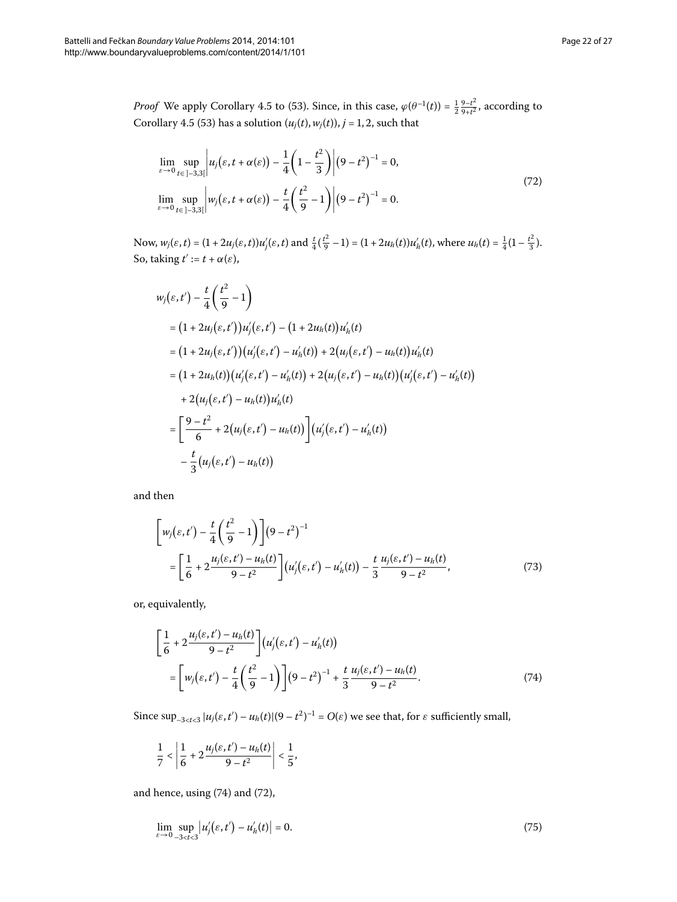*Proof* We apply Corollary 4.5 to (53). Since, in this case, $\varphi(\theta^{-1}(t)) = \frac{1}{2}\frac{9-t^2}{9+t^2}$, according to Corollary 4.5 (53) has a solution $(u_j(t), w_j(t))$, $j = 1, 2$, such that

$$\lim_{\varepsilon\to 0}\sup_{t\in]-3,3[}\left|u_j(\varepsilon, t+\alpha(\varepsilon)) - \frac{1}{4}\left(1-\frac{t^2}{3}\right)\right|\left(9-t^2\right)^{-1} = 0,$$
$$\lim_{\varepsilon\to 0}\sup_{t\in]-3,3[}\left|w_j(\varepsilon, t+\alpha(\varepsilon)) - \frac{t}{4}\left(\frac{t^2}{9}-1\right)\right|\left(9-t^2\right)^{-1} = 0. \tag{72}$$

Now, $w_j(\varepsilon, t) = (1+2u_j(\varepsilon, t))u_j'(\varepsilon, t)$ and $\frac{t}{4}(\frac{t^2}{9}-1) = (1+2u_h(t))u_h'(t)$, where $u_h(t) = \frac{1}{4}(1-\frac{t^2}{3})$. So, taking $t' := t + \alpha(\varepsilon)$,

$$\begin{aligned}
&w_j(\varepsilon, t') - \frac{t}{4}\left(\frac{t^2}{9}-1\right)\\
&\quad = \left(1+2u_j(\varepsilon, t')\right)u_j'(\varepsilon, t') - \left(1+2u_h(t)\right)u_h'(t)\\
&\quad = \left(1+2u_j(\varepsilon, t')\right)\left(u_j'(\varepsilon, t') - u_h'(t)\right) + 2\left(u_j(\varepsilon, t') - u_h(t)\right)u_h'(t)\\
&\quad = \left(1+2u_h(t)\right)\left(u_j'(\varepsilon, t') - u_h'(t)\right) + 2\left(u_j(\varepsilon, t') - u_h(t)\right)\left(u_j'(\varepsilon, t') - u_h'(t)\right)\\
&\quad\quad + 2\left(u_j(\varepsilon, t') - u_h(t)\right)u_h'(t)\\
&\quad = \left[\frac{9-t^2}{6} + 2\left(u_j(\varepsilon, t') - u_h(t)\right)\right]\left(u_j'(\varepsilon, t') - u_h'(t)\right)\\
&\quad\quad - \frac{t}{3}\left(u_j(\varepsilon, t') - u_h(t)\right)
\end{aligned}$$

and then

$$\begin{aligned}
&\left[w_j(\varepsilon, t') - \frac{t}{4}\left(\frac{t^2}{9}-1\right)\right]\left(9-t^2\right)^{-1}\\
&\quad = \left[\frac{1}{6} + 2\frac{u_j(\varepsilon, t') - u_h(t)}{9-t^2}\right]\left(u_j'(\varepsilon, t') - u_h'(t)\right) - \frac{t}{3}\frac{u_j(\varepsilon, t') - u_h(t)}{9-t^2},
\end{aligned}\tag{73}$$

or, equivalently,

$$\begin{aligned}
&\left[\frac{1}{6} + 2\frac{u_j(\varepsilon, t') - u_h(t)}{9-t^2}\right]\left(u_j'(\varepsilon, t') - u_h'(t)\right)\\
&\quad = \left[w_j(\varepsilon, t') - \frac{t}{4}\left(\frac{t^2}{9}-1\right)\right]\left(9-t^2\right)^{-1} + \frac{t}{3}\frac{u_j(\varepsilon, t') - u_h(t)}{9-t^2}.
\end{aligned}\tag{74}$$

Since $\sup_{-3<t<3}|u_j(\varepsilon, t') - u_h(t)|(9-t^2)^{-1} = O(\varepsilon)$ we see that, for $\varepsilon$ sufficiently small,

$$\frac{1}{7} < \left|\frac{1}{6} + 2\frac{u_j(\varepsilon, t') - u_h(t)}{9-t^2}\right| < \frac{1}{5},$$

and hence, using (74) and (72),

$$\lim_{\varepsilon\to 0}\sup_{-3<t<3}\left|u_j'(\varepsilon, t') - u_h'(t)\right| = 0. \tag{75}$$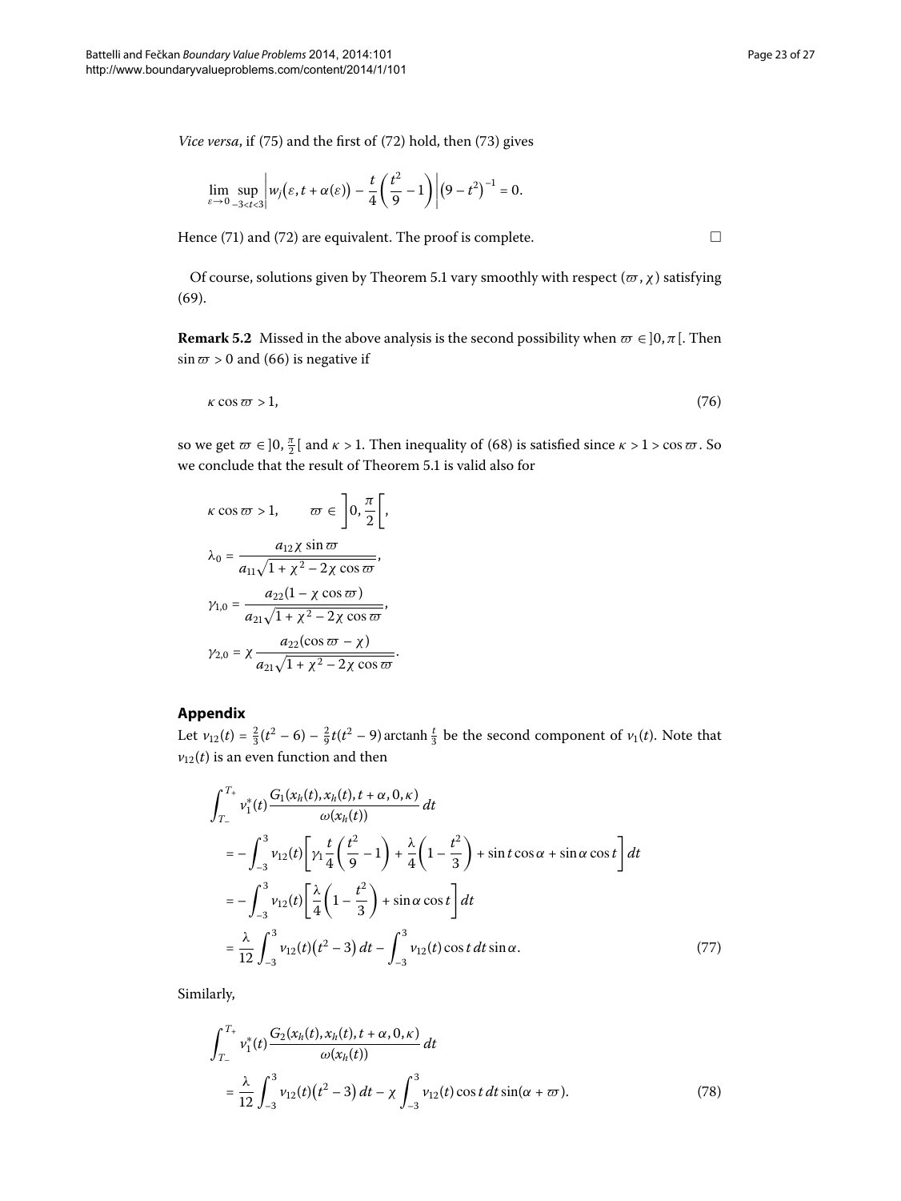*Vice versa*, if (75) and the first of (72) hold, then (73) gives

$$\lim_{\varepsilon\to 0}\sup_{-3<t<3}\left|w_j\bigl(\varepsilon, t+\alpha(\varepsilon)\bigr)-\frac{t}{4}\left(\frac{t^2}{9}-1\right)\right|\bigl(9-t^2\bigr)^{-1}=0.$$

Hence (71) and (72) are equivalent. The proof is complete. □

Of course, solutions given by Theorem 5.1 vary smoothly with respect $(\varpi,\chi)$ satisfying (69).

**Remark 5.2** Missed in the above analysis is the second possibility when $\varpi\in\,]0,\pi[$. Then $\sin\varpi>0$ and (66) is negative if

$$\kappa\cos\varpi>1, \tag{76}$$

so we get $\varpi\in\,]0,\frac{\pi}{2}[$ and $\kappa>1$. Then inequality of (68) is satisfied since $\kappa>1>\cos\varpi$. So we conclude that the result of Theorem 5.1 is valid also for

$$\kappa\cos\varpi>1,\qquad \varpi\in\left]0,\frac{\pi}{2}\right[,$$

$$\lambda_0=\frac{a_{12}\chi\sin\varpi}{a_{11}\sqrt{1+\chi^2-2\chi\cos\varpi}},$$

$$\gamma_{1,0}=\frac{a_{22}(1-\chi\cos\varpi)}{a_{21}\sqrt{1+\chi^2-2\chi\cos\varpi}},$$

$$\gamma_{2,0}=\chi\frac{a_{22}(\cos\varpi-\chi)}{a_{21}\sqrt{1+\chi^2-2\chi\cos\varpi}}.$$

## Appendix

Let $v_{12}(t)=\frac{2}{3}(t^2-6)-\frac{2}{9}t(t^2-9)\operatorname{arctanh}\frac{t}{3}$ be the second component of $v_1(t)$. Note that $v_{12}(t)$ is an even function and then

$$\begin{aligned}
&\int_{T_-}^{T_+} v_1^*(t)\frac{G_1(x_h(t),x_h(t),t+\alpha,0,\kappa)}{\omega(x_h(t))}\,dt\\
&\quad=-\int_{-3}^{3}v_{12}(t)\left[\gamma_1\frac{t}{4}\left(\frac{t^2}{9}-1\right)+\frac{\lambda}{4}\left(1-\frac{t^2}{3}\right)+\sin t\cos\alpha+\sin\alpha\cos t\right]dt\\
&\quad=-\int_{-3}^{3}v_{12}(t)\left[\frac{\lambda}{4}\left(1-\frac{t^2}{3}\right)+\sin\alpha\cos t\right]dt\\
&\quad=\frac{\lambda}{12}\int_{-3}^{3}v_{12}(t)\bigl(t^2-3\bigr)\,dt-\int_{-3}^{3}v_{12}(t)\cos t\,dt\sin\alpha.
\end{aligned}\tag{77}$$

Similarly,

$$\begin{aligned}
&\int_{T_-}^{T_+} v_1^*(t)\frac{G_2(x_h(t),x_h(t),t+\alpha,0,\kappa)}{\omega(x_h(t))}\,dt\\
&\quad=\frac{\lambda}{12}\int_{-3}^{3}v_{12}(t)\bigl(t^2-3\bigr)\,dt-\chi\int_{-3}^{3}v_{12}(t)\cos t\,dt\sin(\alpha+\varpi).
\end{aligned}\tag{78}$$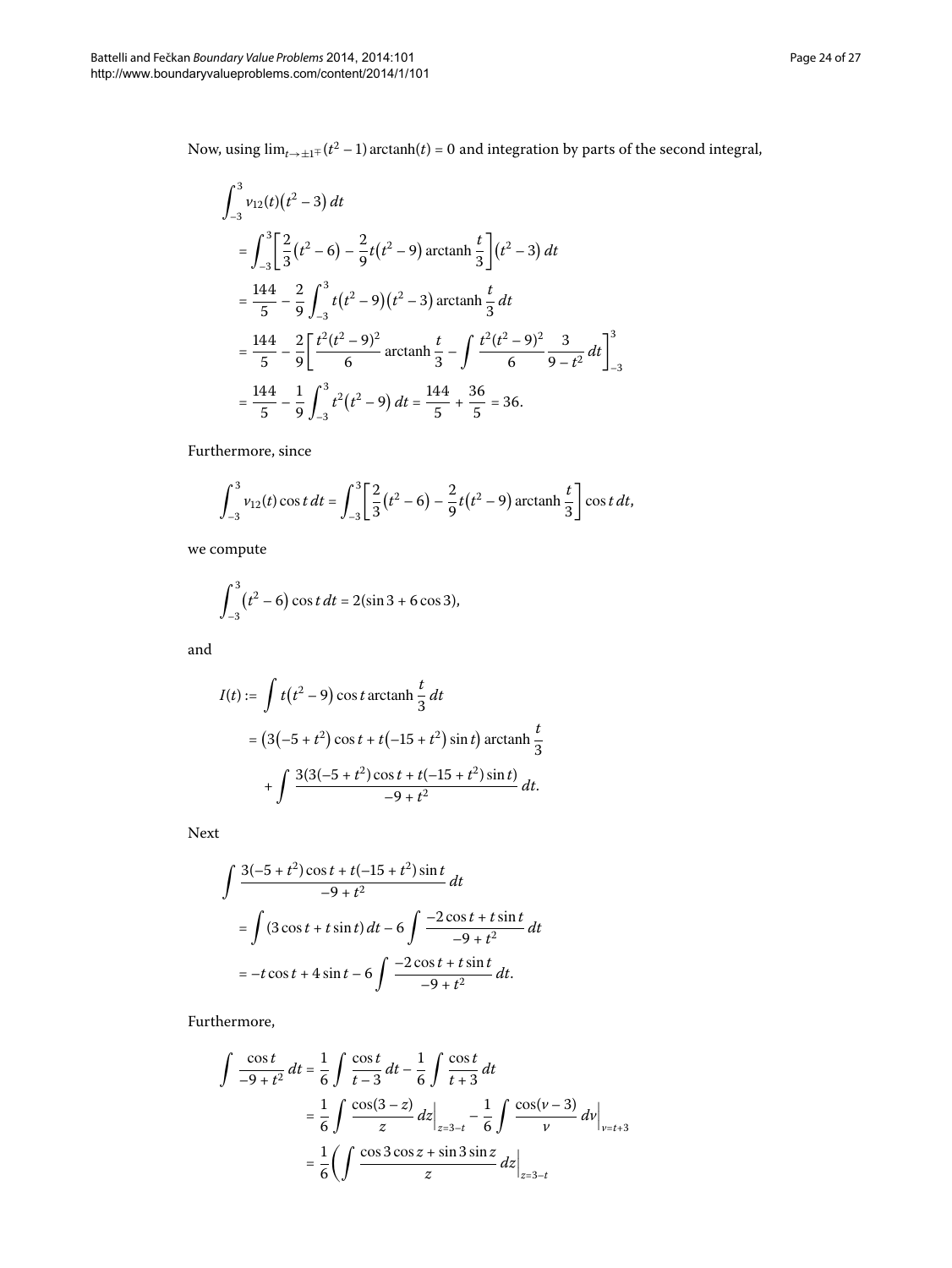Now, using $\lim_{t\to\pm1^\mp}(t^2-1)\operatorname{arctanh}(t)=0$ and integration by parts of the second integral,

$$
\begin{aligned}
&\int_{-3}^{3} v_{12}(t)\bigl(t^2-3\bigr)\,dt \\
&\quad= \int_{-3}^{3}\left[\frac{2}{3}\bigl(t^2-6\bigr)-\frac{2}{9}t\bigl(t^2-9\bigr)\operatorname{arctanh}\frac{t}{3}\right]\bigl(t^2-3\bigr)\,dt \\
&\quad= \frac{144}{5}-\frac{2}{9}\int_{-3}^{3} t\bigl(t^2-9\bigr)\bigl(t^2-3\bigr)\operatorname{arctanh}\frac{t}{3}\,dt \\
&\quad= \frac{144}{5}-\frac{2}{9}\left[\frac{t^2(t^2-9)^2}{6}\operatorname{arctanh}\frac{t}{3}-\int\frac{t^2(t^2-9)^2}{6}\frac{3}{9-t^2}\,dt\right]_{-3}^{3} \\
&\quad= \frac{144}{5}-\frac{1}{9}\int_{-3}^{3} t^2\bigl(t^2-9\bigr)\,dt=\frac{144}{5}+\frac{36}{5}=36.
\end{aligned}
$$

Furthermore, since

$$
\int_{-3}^{3} v_{12}(t)\cos t\,dt=\int_{-3}^{3}\left[\frac{2}{3}\bigl(t^2-6\bigr)-\frac{2}{9}t\bigl(t^2-9\bigr)\operatorname{arctanh}\frac{t}{3}\right]\cos t\,dt,
$$

we compute

$$
\int_{-3}^{3}\bigl(t^2-6\bigr)\cos t\,dt=2(\sin 3+6\cos 3),
$$

and

$$
\begin{aligned}
I(t) &:= \int t\bigl(t^2-9\bigr)\cos t\operatorname{arctanh}\frac{t}{3}\,dt \\
&= \bigl(3\bigl(-5+t^2\bigr)\cos t+t\bigl(-15+t^2\bigr)\sin t\bigr)\operatorname{arctanh}\frac{t}{3} \\
&\quad+\int\frac{3(3(-5+t^2)\cos t+t(-15+t^2)\sin t)}{-9+t^2}\,dt.
\end{aligned}
$$

Next

$$
\begin{aligned}
&\int\frac{3(-5+t^2)\cos t+t(-15+t^2)\sin t}{-9+t^2}\,dt \\
&\quad=\int(3\cos t+t\sin t)\,dt-6\int\frac{-2\cos t+t\sin t}{-9+t^2}\,dt \\
&\quad=-t\cos t+4\sin t-6\int\frac{-2\cos t+t\sin t}{-9+t^2}\,dt.
\end{aligned}
$$

Furthermore,

$$
\begin{aligned}
\int\frac{\cos t}{-9+t^2}\,dt &= \frac{1}{6}\int\frac{\cos t}{t-3}\,dt-\frac{1}{6}\int\frac{\cos t}{t+3}\,dt \\
&= \frac{1}{6}\int\frac{\cos(3-z)}{z}\,dz\Big|_{z=3-t}-\frac{1}{6}\int\frac{\cos(v-3)}{v}\,dv\Big|_{v=t+3} \\
&= \frac{1}{6}\left(\int\frac{\cos 3\cos z+\sin 3\sin z}{z}\,dz\Big|_{z=3-t}\right.
\end{aligned}
$$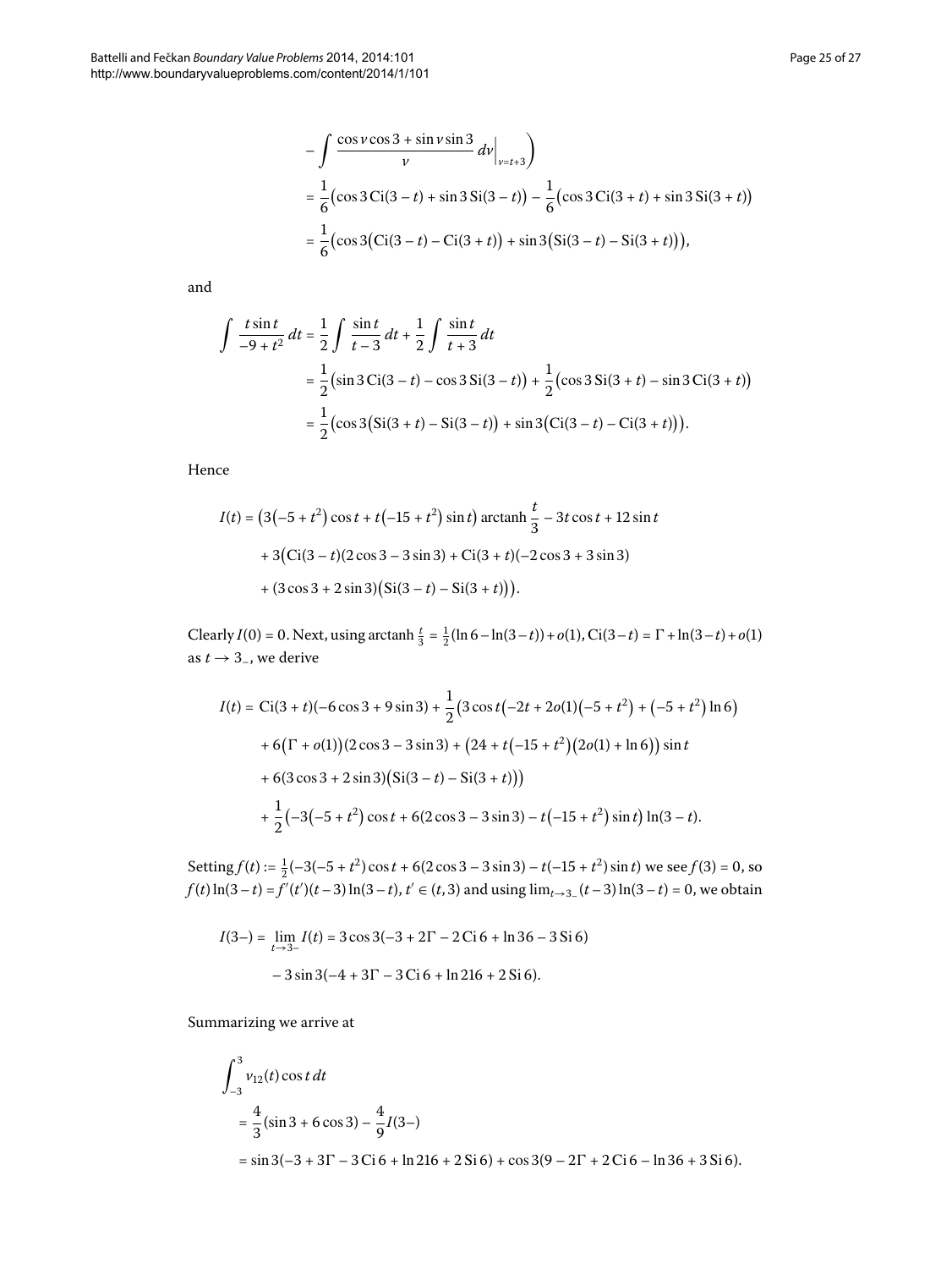$$
\left. - \int \frac{\cos v \cos 3 + \sin v \sin 3}{v}\, dv \right|_{v=t+3} \Bigg)
$$

$$
= \frac{1}{6}\big(\cos 3 \operatorname{Ci}(3-t) + \sin 3 \operatorname{Si}(3-t)\big) - \frac{1}{6}\big(\cos 3 \operatorname{Ci}(3+t) + \sin 3 \operatorname{Si}(3+t)\big)
$$

$$
= \frac{1}{6}\big(\cos 3\big(\operatorname{Ci}(3-t) - \operatorname{Ci}(3+t)\big) + \sin 3\big(\operatorname{Si}(3-t) - \operatorname{Si}(3+t)\big)\big),
$$

and

$$
\begin{aligned}
\int \frac{t \sin t}{-9+t^2}\, dt &= \frac{1}{2}\int \frac{\sin t}{t-3}\, dt + \frac{1}{2}\int \frac{\sin t}{t+3}\, dt \\
&= \frac{1}{2}\big(\sin 3 \operatorname{Ci}(3-t) - \cos 3 \operatorname{Si}(3-t)\big) + \frac{1}{2}\big(\cos 3 \operatorname{Si}(3+t) - \sin 3 \operatorname{Ci}(3+t)\big) \\
&= \frac{1}{2}\big(\cos 3\big(\operatorname{Si}(3+t) - \operatorname{Si}(3-t)\big) + \sin 3\big(\operatorname{Ci}(3-t) - \operatorname{Ci}(3+t)\big)\big).
\end{aligned}
$$

Hence

$$
\begin{aligned}
I(t) &= \big(3\big(-5+t^2\big)\cos t + t\big(-15+t^2\big)\sin t\big)\operatorname{arctanh}\frac{t}{3} - 3t\cos t + 12\sin t \\
&\quad + 3\big(\operatorname{Ci}(3-t)(2\cos 3 - 3\sin 3) + \operatorname{Ci}(3+t)(-2\cos 3 + 3\sin 3) \\
&\quad + (3\cos 3 + 2\sin 3)\big(\operatorname{Si}(3-t) - \operatorname{Si}(3+t)\big)\big).
\end{aligned}
$$

Clearly $I(0) = 0$. Next, using $\operatorname{arctanh}\frac{t}{3} = \frac{1}{2}(\ln 6 - \ln(3-t)) + o(1)$, $\operatorname{Ci}(3-t) = \Gamma + \ln(3-t) + o(1)$ as $t \to 3_-$, we derive

$$
\begin{aligned}
I(t) &= \operatorname{Ci}(3+t)(-6\cos 3 + 9\sin 3) + \frac{1}{2}\big(3\cos t\big(-2t + 2o(1)\big(-5+t^2\big) + \big(-5+t^2\big)\ln 6\big) \\
&\quad + 6\big(\Gamma + o(1)\big)(2\cos 3 - 3\sin 3) + \big(24 + t\big(-15+t^2\big)\big(2o(1) + \ln 6\big)\big)\sin t \\
&\quad + 6(3\cos 3 + 2\sin 3)\big(\operatorname{Si}(3-t) - \operatorname{Si}(3+t)\big)\big) \\
&\quad + \frac{1}{2}\big(-3\big(-5+t^2\big)\cos t + 6(2\cos 3 - 3\sin 3) - t\big(-15+t^2\big)\sin t\big)\ln(3-t).
\end{aligned}
$$

Setting $f(t) := \frac{1}{2}(-3(-5+t^2)\cos t + 6(2\cos 3 - 3\sin 3) - t(-15+t^2)\sin t)$ we see $f(3) = 0$, so $f(t)\ln(3-t) = f'(t')(t-3)\ln(3-t)$, $t' \in (t,3)$ and using $\lim_{t\to 3_-}(t-3)\ln(3-t) = 0$, we obtain

$$
\begin{aligned}
I(3-) = \lim_{t\to 3_-} I(t) &= 3\cos 3(-3 + 2\Gamma - 2\operatorname{Ci}6 + \ln 36 - 3\operatorname{Si}6) \\
&\quad - 3\sin 3(-4 + 3\Gamma - 3\operatorname{Ci}6 + \ln 216 + 2\operatorname{Si}6).
\end{aligned}
$$

Summarizing we arrive at

$$
\begin{aligned}
&\int_{-3}^{3} v_{12}(t)\cos t\, dt \\
&\quad = \frac{4}{3}(\sin 3 + 6\cos 3) - \frac{4}{9}I(3-) \\
&\quad = \sin 3(-3 + 3\Gamma - 3\operatorname{Ci}6 + \ln 216 + 2\operatorname{Si}6) + \cos 3(9 - 2\Gamma + 2\operatorname{Ci}6 - \ln 36 + 3\operatorname{Si}6).
\end{aligned}
$$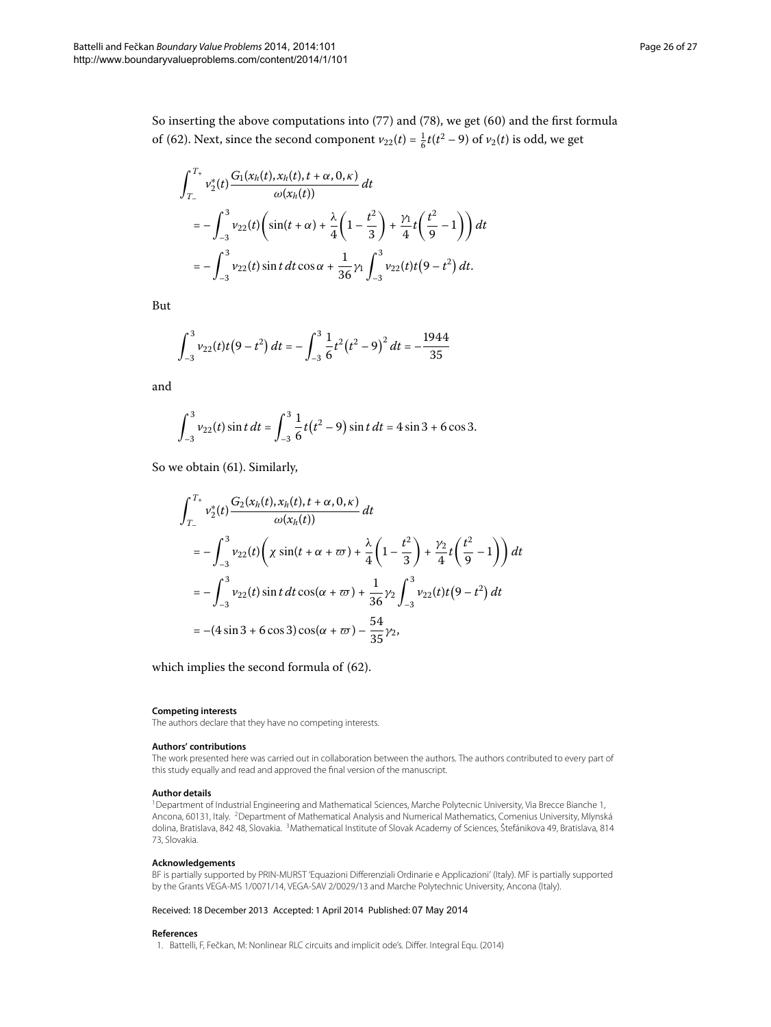So inserting the above computations into (77) and (78), we get (60) and the first formula of (62). Next, since the second component $v_{22}(t) = \frac{1}{6}t(t^2 - 9)$ of $v_2(t)$ is odd, we get

$$\begin{aligned}
&\int_{T_-}^{T_+} v_2^*(t) \frac{G_1(x_h(t), x_h(t), t+\alpha, 0, \kappa)}{\omega(x_h(t))}\, dt \\
&\quad = -\int_{-3}^{3} v_{22}(t) \left( \sin(t+\alpha) + \frac{\lambda}{4}\left(1 - \frac{t^2}{3}\right) + \frac{\gamma_1}{4} t\left(\frac{t^2}{9} - 1\right)\right) dt \\
&\quad = -\int_{-3}^{3} v_{22}(t) \sin t\, dt \cos\alpha + \frac{1}{36}\gamma_1 \int_{-3}^{3} v_{22}(t) t\left(9 - t^2\right) dt.
\end{aligned}$$

But

$$\int_{-3}^{3} v_{22}(t) t\left(9 - t^2\right) dt = -\int_{-3}^{3} \frac{1}{6} t^2\left(t^2 - 9\right)^2 dt = -\frac{1944}{35}$$

and

$$\int_{-3}^{3} v_{22}(t) \sin t\, dt = \int_{-3}^{3} \frac{1}{6} t\left(t^2 - 9\right) \sin t\, dt = 4\sin 3 + 6\cos 3.$$

So we obtain (61). Similarly,

$$\begin{aligned}
&\int_{T_-}^{T_+} v_2^*(t) \frac{G_2(x_h(t), x_h(t), t+\alpha, 0, \kappa)}{\omega(x_h(t))}\, dt \\
&\quad = -\int_{-3}^{3} v_{22}(t) \left( \chi \sin(t+\alpha+\varpi) + \frac{\lambda}{4}\left(1 - \frac{t^2}{3}\right) + \frac{\gamma_2}{4} t\left(\frac{t^2}{9} - 1\right)\right) dt \\
&\quad = -\int_{-3}^{3} v_{22}(t) \sin t\, dt \cos(\alpha+\varpi) + \frac{1}{36}\gamma_2 \int_{-3}^{3} v_{22}(t) t\left(9 - t^2\right) dt \\
&\quad = -(4\sin 3 + 6\cos 3)\cos(\alpha+\varpi) - \frac{54}{35}\gamma_2,
\end{aligned}$$

which implies the second formula of (62).

**Competing interests**

The authors declare that they have no competing interests.

**Authors' contributions**

The work presented here was carried out in collaboration between the authors. The authors contributed to every part of this study equally and read and approved the final version of the manuscript.

**Author details**

[1] Department of Industrial Engineering and Mathematical Sciences, Marche Polytecnic University, Via Brecce Bianche 1, Ancona, 60131, Italy. [2] Department of Mathematical Analysis and Numerical Mathematics, Comenius University, Mlynská dolina, Bratislava, 842 48, Slovakia. [3] Mathematical Institute of Slovak Academy of Sciences, Štefánikova 49, Bratislava, 814 73, Slovakia.

**Acknowledgements**

BF is partially supported by PRIN-MURST 'Equazioni Differenziali Ordinarie e Applicazioni' (Italy). MF is partially supported by the Grants VEGA-MS 1/0071/14, VEGA-SAV 2/0029/13 and Marche Polytechnic University, Ancona (Italy).

Received: 18 December 2013 Accepted: 1 April 2014 Published: 07 May 2014

**References**

1. Battelli, F, Fečkan, M: Nonlinear RLC circuits and implicit ode's. Differ. Integral Equ. (2014)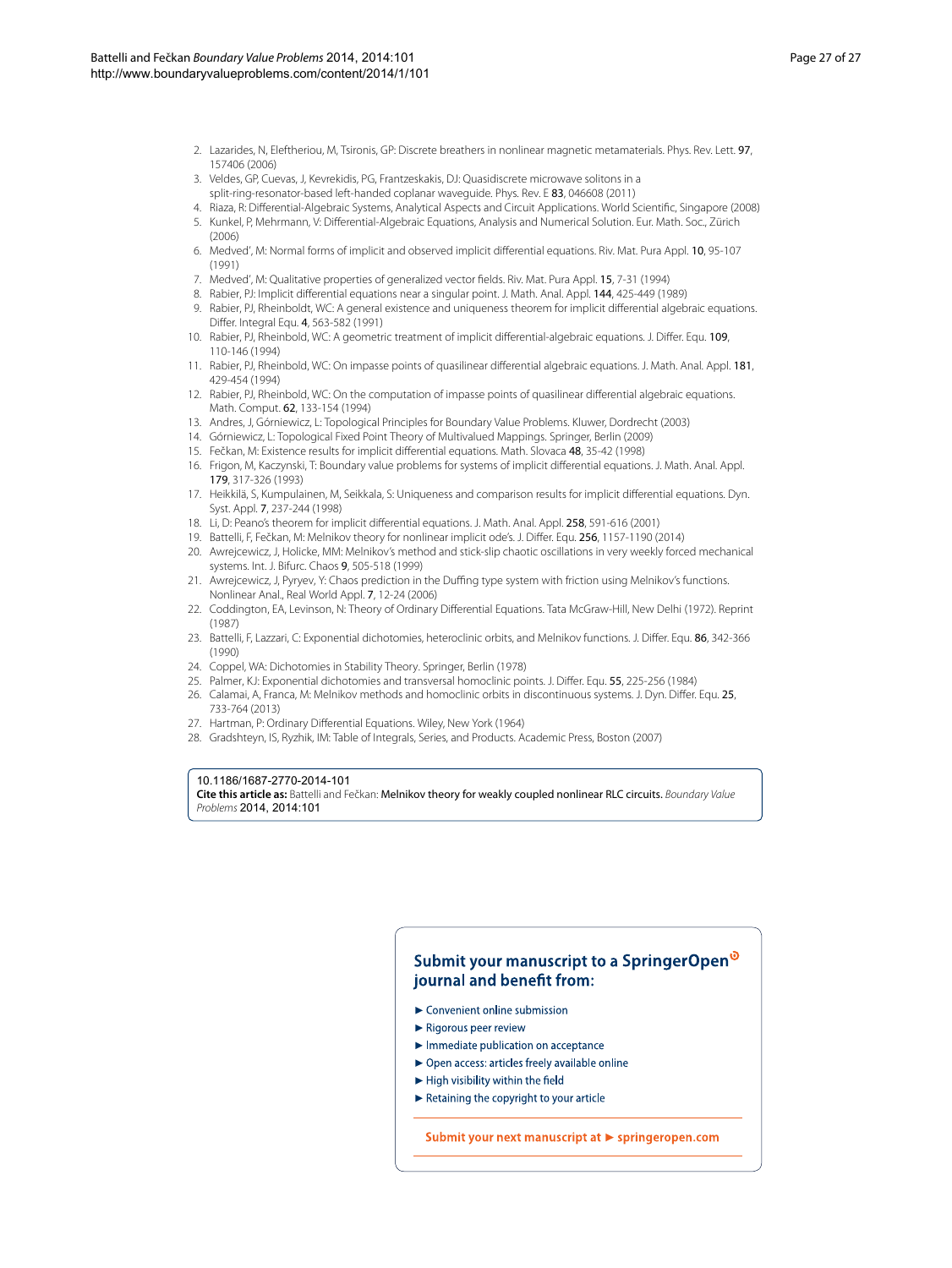2. Lazarides, N, Eleftheriou, M, Tsironis, GP: Discrete breathers in nonlinear magnetic metamaterials. Phys. Rev. Lett. **97**, 157406 (2006)
3. Veldes, GP, Cuevas, J, Kevrekidis, PG, Frantzeskakis, DJ: Quasidiscrete microwave solitons in a split-ring-resonator-based left-handed coplanar waveguide. Phys. Rev. E **83**, 046608 (2011)
4. Riaza, R: Differential-Algebraic Systems, Analytical Aspects and Circuit Applications. World Scientific, Singapore (2008)
5. Kunkel, P, Mehrmann, V: Differential-Algebraic Equations, Analysis and Numerical Solution. Eur. Math. Soc., Zürich (2006)
6. Medved', M: Normal forms of implicit and observed implicit differential equations. Riv. Mat. Pura Appl. **10**, 95-107 (1991)
7. Medved', M: Qualitative properties of generalized vector fields. Riv. Mat. Pura Appl. **15**, 7-31 (1994)
8. Rabier, PJ: Implicit differential equations near a singular point. J. Math. Anal. Appl. **144**, 425-449 (1989)
9. Rabier, PJ, Rheinboldt, WC: A general existence and uniqueness theorem for implicit differential algebraic equations. Differ. Integral Equ. **4**, 563-582 (1991)
10. Rabier, PJ, Rheinbold, WC: A geometric treatment of implicit differential-algebraic equations. J. Differ. Equ. **109**, 110-146 (1994)
11. Rabier, PJ, Rheinbold, WC: On impasse points of quasilinear differential algebraic equations. J. Math. Anal. Appl. **181**, 429-454 (1994)
12. Rabier, PJ, Rheinbold, WC: On the computation of impasse points of quasilinear differential algebraic equations. Math. Comput. **62**, 133-154 (1994)
13. Andres, J, Górniewicz, L: Topological Principles for Boundary Value Problems. Kluwer, Dordrecht (2003)
14. Górniewicz, L: Topological Fixed Point Theory of Multivalued Mappings. Springer, Berlin (2009)
15. Fečkan, M: Existence results for implicit differential equations. Math. Slovaca **48**, 35-42 (1998)
16. Frigon, M, Kaczynski, T: Boundary value problems for systems of implicit differential equations. J. Math. Anal. Appl. **179**, 317-326 (1993)
17. Heikkilä, S, Kumpulainen, M, Seikkala, S: Uniqueness and comparison results for implicit differential equations. Dyn. Syst. Appl. **7**, 237-244 (1998)
18. Li, D: Peano's theorem for implicit differential equations. J. Math. Anal. Appl. **258**, 591-616 (2001)
19. Battelli, F, Fečkan, M: Melnikov theory for nonlinear implicit ode's. J. Differ. Equ. **256**, 1157-1190 (2014)
20. Awrejcewicz, J, Holicke, MM: Melnikov's method and stick-slip chaotic oscillations in very weekly forced mechanical systems. Int. J. Bifurc. Chaos **9**, 505-518 (1999)
21. Awrejcewicz, J, Pyryev, Y: Chaos prediction in the Duffing type system with friction using Melnikov's functions. Nonlinear Anal., Real World Appl. **7**, 12-24 (2006)
22. Coddington, EA, Levinson, N: Theory of Ordinary Differential Equations. Tata McGraw-Hill, New Delhi (1972). Reprint (1987)
23. Battelli, F, Lazzari, C: Exponential dichotomies, heteroclinic orbits, and Melnikov functions. J. Differ. Equ. **86**, 342-366 (1990)
24. Coppel, WA: Dichotomies in Stability Theory. Springer, Berlin (1978)
25. Palmer, KJ: Exponential dichotomies and transversal homoclinic points. J. Differ. Equ. **55**, 225-256 (1984)
26. Calamai, A, Franca, M: Melnikov methods and homoclinic orbits in discontinuous systems. J. Dyn. Differ. Equ. **25**, 733-764 (2013)
27. Hartman, P: Ordinary Differential Equations. Wiley, New York (1964)
28. Gradshteyn, IS, Ryzhik, IM: Table of Integrals, Series, and Products. Academic Press, Boston (2007)

10.1186/1687-2770-2014-101

**Cite this article as:** Battelli and Fečkan: **Melnikov theory for weakly coupled nonlinear RLC circuits.** *Boundary Value Problems* 2014, 2014:101

**Submit your manuscript to a SpringerOpen journal and benefit from:**

- ► Convenient online submission
- ► Rigorous peer review
- ► Immediate publication on acceptance
- ► Open access: articles freely available online
- ► High visibility within the field
- ► Retaining the copyright to your article

**Submit your next manuscript at ► springeropen.com**